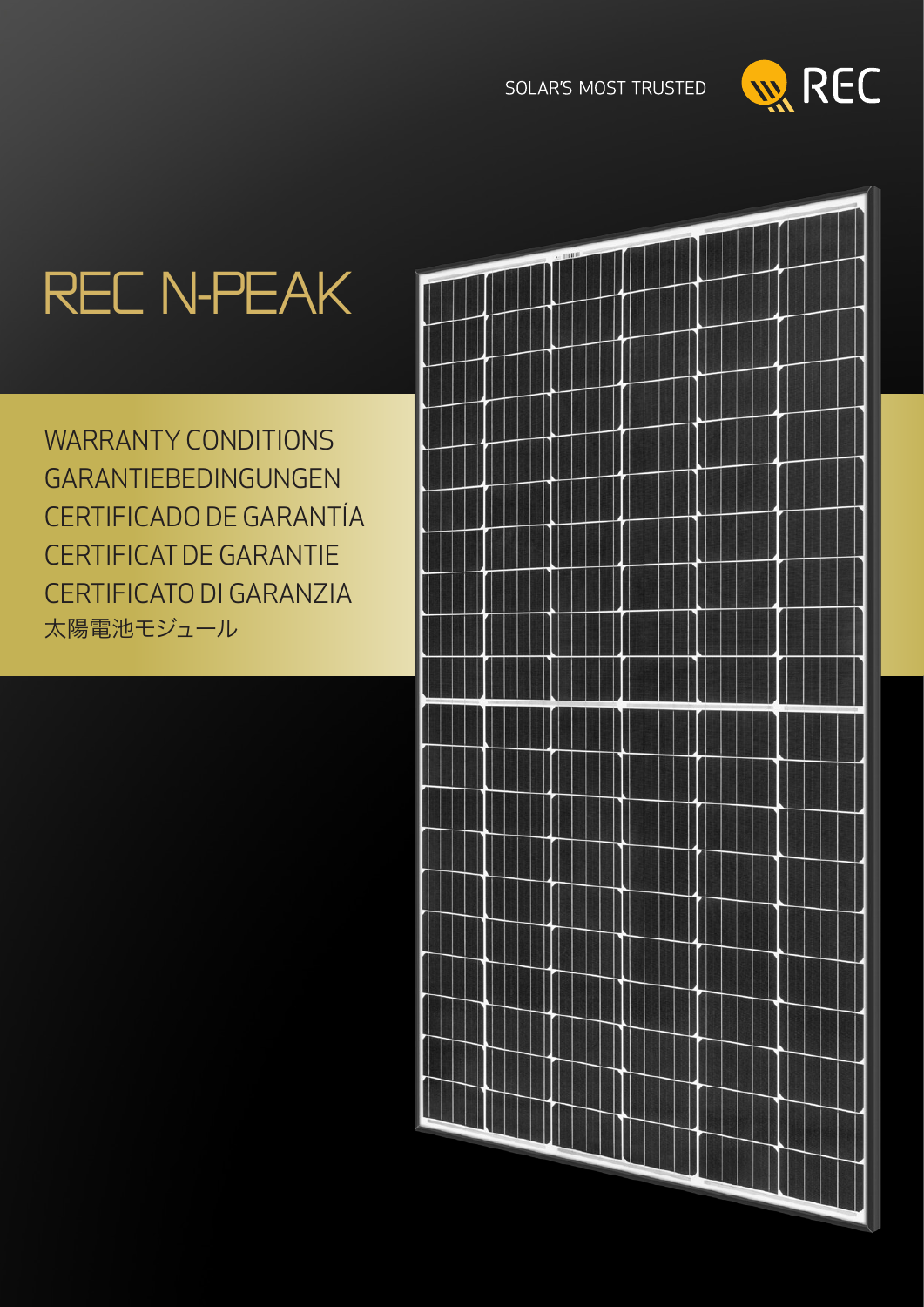SOLAR'S MOST TRUSTED

REC

# REC N-PEAK

WARRANTY CONDITIONS
GARANTIEBEDINGUNGEN
CERTIFICADO DE GARANTÍA
CERTIFICAT DE GARANTIE
CERTIFICATO DI GARANZIA
太陽電池モジュール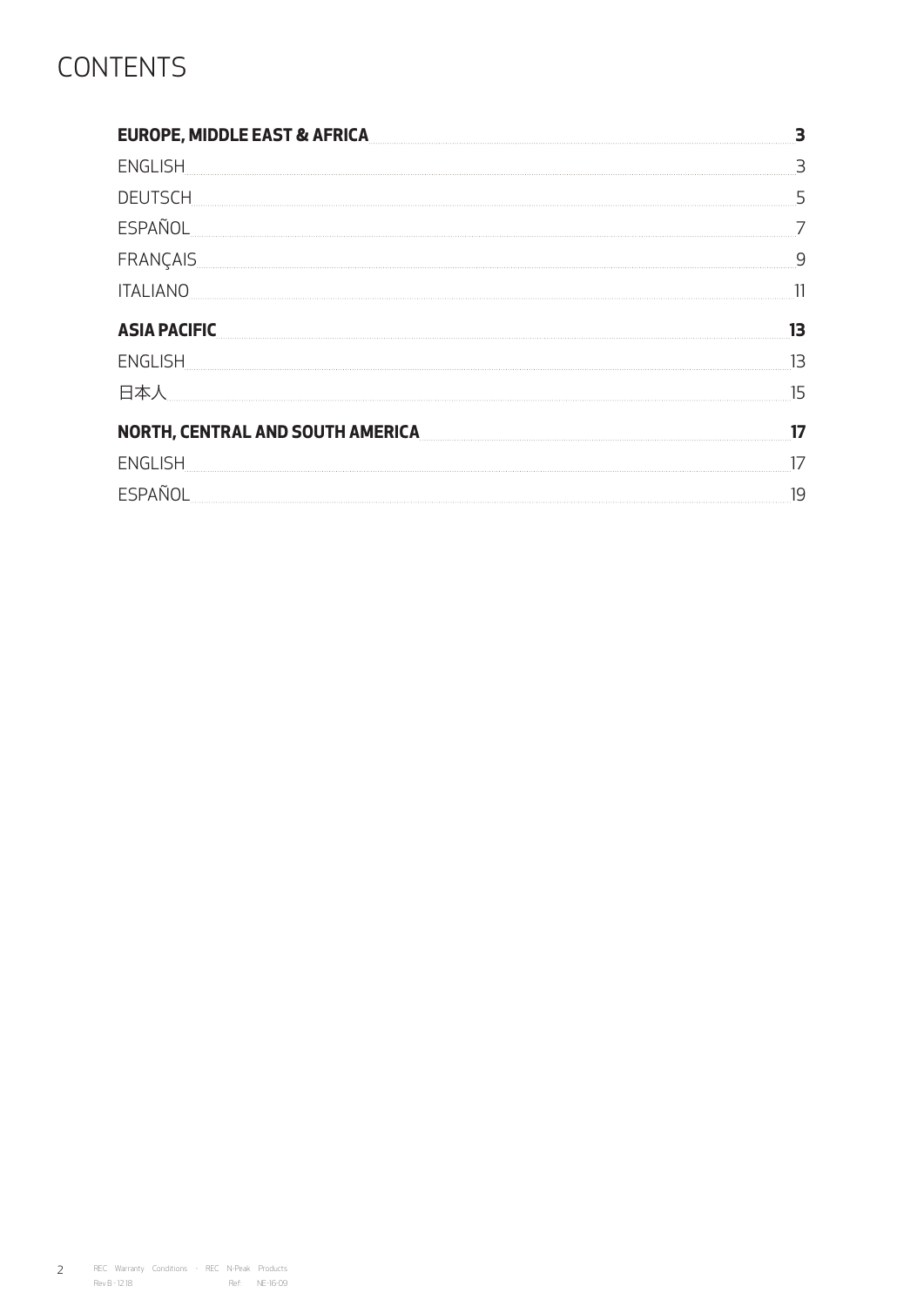# CONTENTS

| | |
|---|---|
| **EUROPE, MIDDLE EAST & AFRICA** | **3** |
| ENGLISH | 3 |
| DEUTSCH | 5 |
| ESPAÑOL | 7 |
| FRANÇAIS | 9 |
| ITALIANO | 11 |
| **ASIA PACIFIC** | **13** |
| ENGLISH | 13 |
| 日本人 | 15 |
| **NORTH, CENTRAL AND SOUTH AMERICA** | **17** |
| ENGLISH | 17 |
| ESPAÑOL | 19 |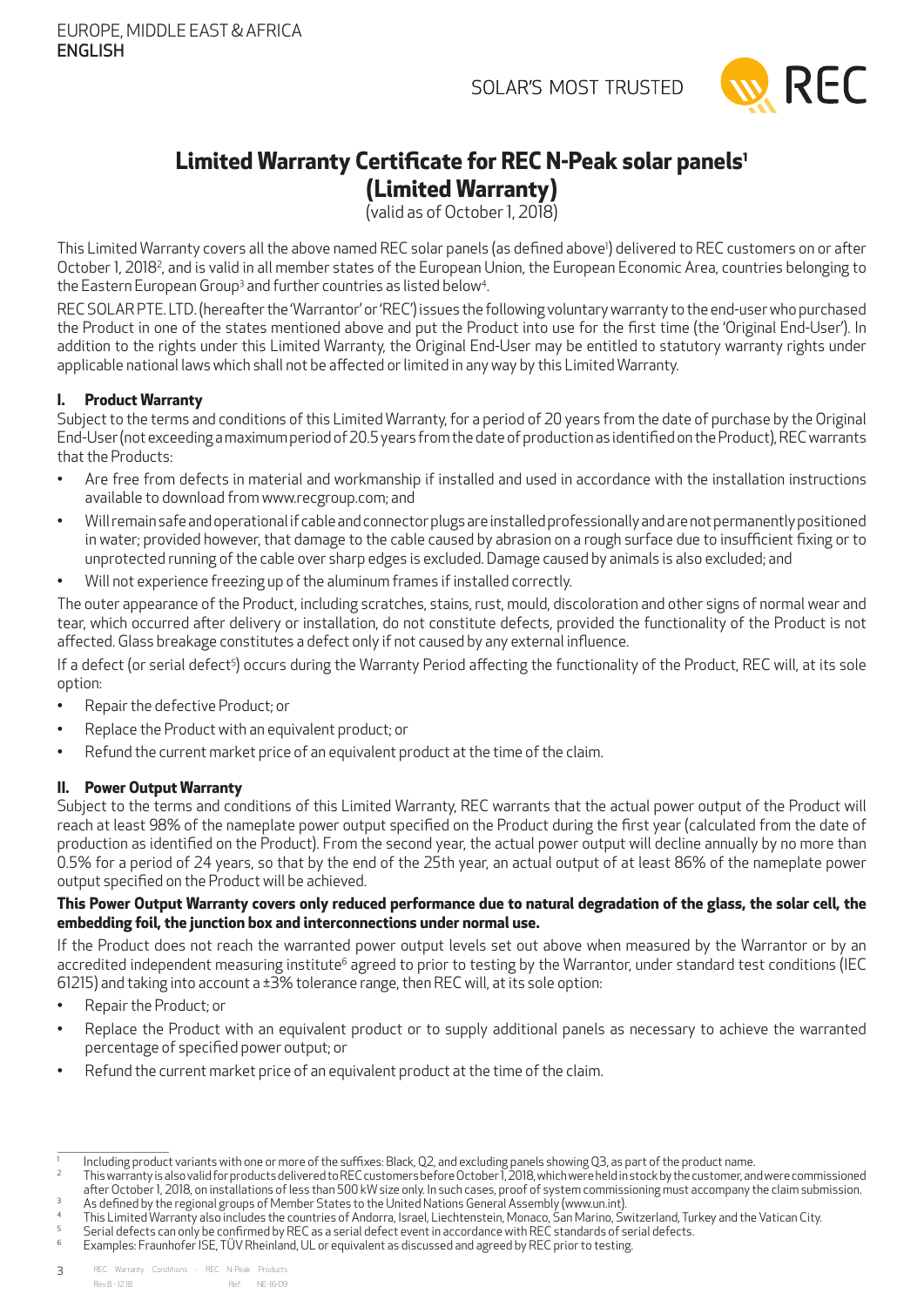EUROPE, MIDDLE EAST & AFRICA
**ENGLISH**

SOLAR'S MOST TRUSTED

# Limited Warranty Certificate for REC N-Peak solar panels[1] (Limited Warranty)

(valid as of October 1, 2018)

This Limited Warranty covers all the above named REC solar panels (as defined above[1]) delivered to REC customers on or after October 1, 2018[2], and is valid in all member states of the European Union, the European Economic Area, countries belonging to the Eastern European Group[3] and further countries as listed below[4].

REC SOLAR PTE. LTD. (hereafter the 'Warrantor' or 'REC') issues the following voluntary warranty to the end-user who purchased the Product in one of the states mentioned above and put the Product into use for the first time (the 'Original End-User'). In addition to the rights under this Limited Warranty, the Original End-User may be entitled to statutory warranty rights under applicable national laws which shall not be affected or limited in any way by this Limited Warranty.

## I. Product Warranty

Subject to the terms and conditions of this Limited Warranty, for a period of 20 years from the date of purchase by the Original End-User (not exceeding a maximum period of 20.5 years from the date of production as identified on the Product), REC warrants that the Products:

- Are free from defects in material and workmanship if installed and used in accordance with the installation instructions available to download from www.recgroup.com; and
- Will remain safe and operational if cable and connector plugs are installed professionally and are not permanently positioned in water; provided however, that damage to the cable caused by abrasion on a rough surface due to insufficient fixing or to unprotected running of the cable over sharp edges is excluded. Damage caused by animals is also excluded; and
- Will not experience freezing up of the aluminum frames if installed correctly.

The outer appearance of the Product, including scratches, stains, rust, mould, discoloration and other signs of normal wear and tear, which occurred after delivery or installation, do not constitute defects, provided the functionality of the Product is not affected. Glass breakage constitutes a defect only if not caused by any external influence.

If a defect (or serial defect[5]) occurs during the Warranty Period affecting the functionality of the Product, REC will, at its sole option:

- Repair the defective Product; or
- Replace the Product with an equivalent product; or
- Refund the current market price of an equivalent product at the time of the claim.

## II. Power Output Warranty

Subject to the terms and conditions of this Limited Warranty, REC warrants that the actual power output of the Product will reach at least 98% of the nameplate power output specified on the Product during the first year (calculated from the date of production as identified on the Product). From the second year, the actual power output will decline annually by no more than 0.5% for a period of 24 years, so that by the end of the 25th year, an actual output of at least 86% of the nameplate power output specified on the Product will be achieved.

**This Power Output Warranty covers only reduced performance due to natural degradation of the glass, the solar cell, the embedding foil, the junction box and interconnections under normal use.**

If the Product does not reach the warranted power output levels set out above when measured by the Warrantor or by an accredited independent measuring institute[6] agreed to prior to testing by the Warrantor, under standard test conditions (IEC 61215) and taking into account a ±3% tolerance range, then REC will, at its sole option:

- Repair the Product; or
- Replace the Product with an equivalent product or to supply additional panels as necessary to achieve the warranted percentage of specified power output; or
- Refund the current market price of an equivalent product at the time of the claim.

---

[1] Including product variants with one or more of the suffixes: Black, Q2, and excluding panels showing Q3, as part of the product name.

[2] This warranty is also valid for products delivered to REC customers before October 1, 2018, which were held in stock by the customer, and were commissioned after October 1, 2018, on installations of less than 500 kW size only. In such cases, proof of system commissioning must accompany the claim submission.

[3] As defined by the regional groups of Member States to the United Nations General Assembly (www.un.int).

[4] This Limited Warranty also includes the countries of Andorra, Israel, Liechtenstein, Monaco, San Marino, Switzerland, Turkey and the Vatican City.

[5] Serial defects can only be confirmed by REC as a serial defect event in accordance with REC standards of serial defects.

[6] Examples: Fraunhofer ISE, TÜV Rheinland, UL or equivalent as discussed and agreed by REC prior to testing.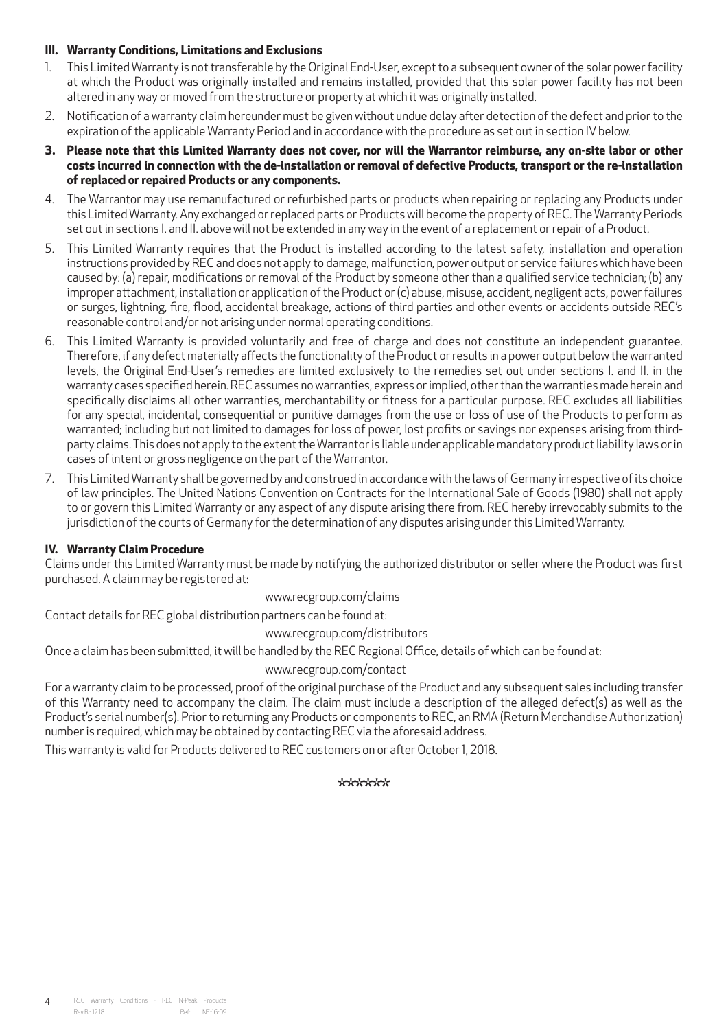### III. Warranty Conditions, Limitations and Exclusions

1. This Limited Warranty is not transferable by the Original End-User, except to a subsequent owner of the solar power facility at which the Product was originally installed and remains installed, provided that this solar power facility has not been altered in any way or moved from the structure or property at which it was originally installed.
2. Notification of a warranty claim hereunder must be given without undue delay after detection of the defect and prior to the expiration of the applicable Warranty Period and in accordance with the procedure as set out in section IV below.
3. **Please note that this Limited Warranty does not cover, nor will the Warrantor reimburse, any on-site labor or other costs incurred in connection with the de-installation or removal of defective Products, transport or the re-installation of replaced or repaired Products or any components.**
4. The Warrantor may use remanufactured or refurbished parts or products when repairing or replacing any Products under this Limited Warranty. Any exchanged or replaced parts or Products will become the property of REC. The Warranty Periods set out in sections I. and II. above will not be extended in any way in the event of a replacement or repair of a Product.
5. This Limited Warranty requires that the Product is installed according to the latest safety, installation and operation instructions provided by REC and does not apply to damage, malfunction, power output or service failures which have been caused by: (a) repair, modifications or removal of the Product by someone other than a qualified service technician; (b) any improper attachment, installation or application of the Product or (c) abuse, misuse, accident, negligent acts, power failures or surges, lightning, fire, flood, accidental breakage, actions of third parties and other events or accidents outside REC's reasonable control and/or not arising under normal operating conditions.
6. This Limited Warranty is provided voluntarily and free of charge and does not constitute an independent guarantee. Therefore, if any defect materially affects the functionality of the Product or results in a power output below the warranted levels, the Original End-User's remedies are limited exclusively to the remedies set out under sections I. and II. in the warranty cases specified herein. REC assumes no warranties, express or implied, other than the warranties made herein and specifically disclaims all other warranties, merchantability or fitness for a particular purpose. REC excludes all liabilities for any special, incidental, consequential or punitive damages from the use or loss of use of the Products to perform as warranted; including but not limited to damages for loss of power, lost profits or savings nor expenses arising from third-party claims. This does not apply to the extent the Warrantor is liable under applicable mandatory product liability laws or in cases of intent or gross negligence on the part of the Warrantor.
7. This Limited Warranty shall be governed by and construed in accordance with the laws of Germany irrespective of its choice of law principles. The United Nations Convention on Contracts for the International Sale of Goods (1980) shall not apply to or govern this Limited Warranty or any aspect of any dispute arising there from. REC hereby irrevocably submits to the jurisdiction of the courts of Germany for the determination of any disputes arising under this Limited Warranty.

### IV. Warranty Claim Procedure

Claims under this Limited Warranty must be made by notifying the authorized distributor or seller where the Product was first purchased. A claim may be registered at:

www.recgroup.com/claims

Contact details for REC global distribution partners can be found at:

www.recgroup.com/distributors

Once a claim has been submitted, it will be handled by the REC Regional Office, details of which can be found at:

www.recgroup.com/contact

For a warranty claim to be processed, proof of the original purchase of the Product and any subsequent sales including transfer of this Warranty need to accompany the claim. The claim must include a description of the alleged defect(s) as well as the Product's serial number(s). Prior to returning any Products or components to REC, an RMA (Return Merchandise Authorization) number is required, which may be obtained by contacting REC via the aforesaid address.

This warranty is valid for Products delivered to REC customers on or after October 1, 2018.

\*\*\*\*\*\*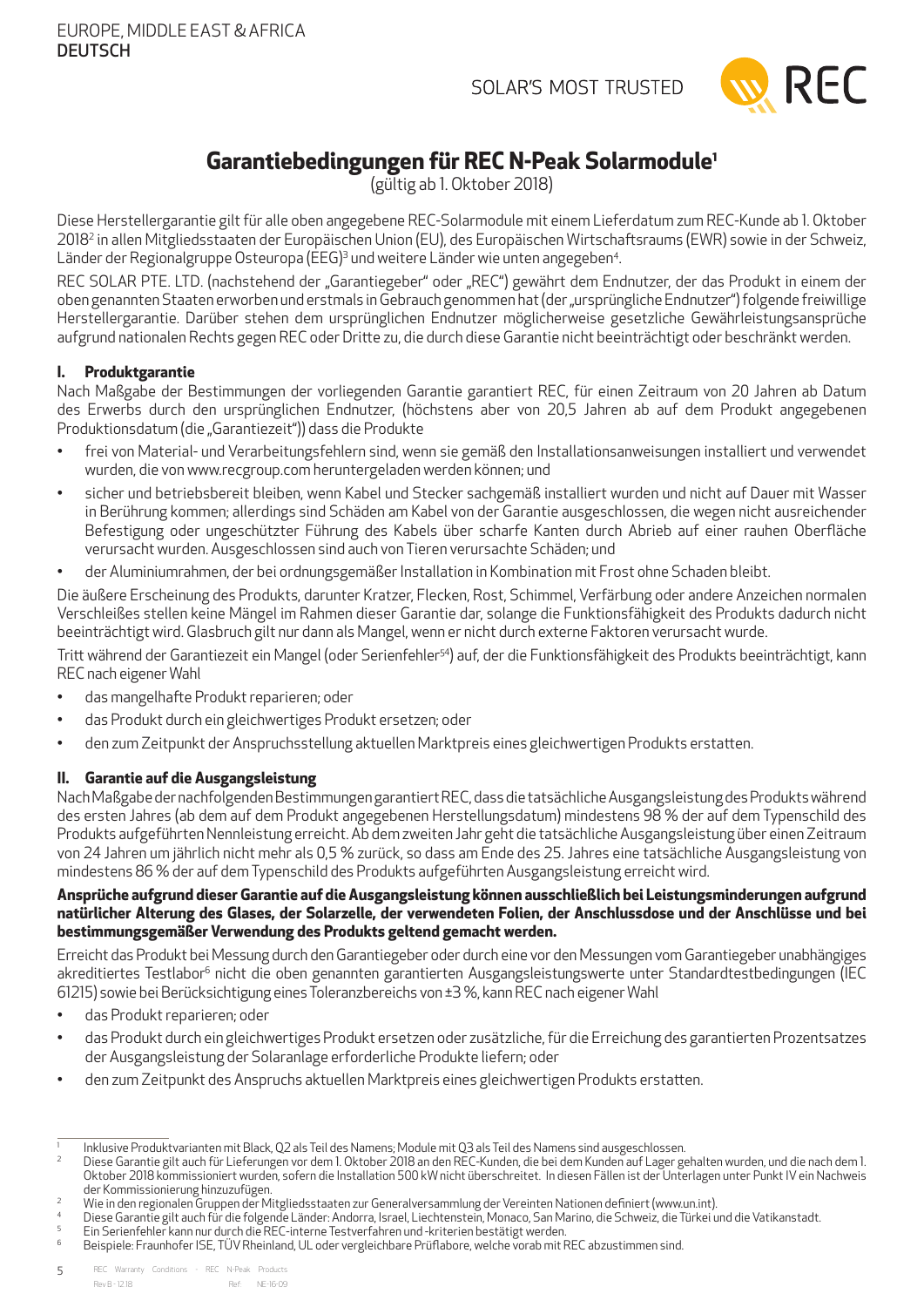EUROPE, MIDDLE EAST & AFRICA
**DEUTSCH**

SOLAR'S MOST TRUSTED

# Garantiebedingungen für REC N-Peak Solarmodule[1]

(gültig ab 1. Oktober 2018)

Diese Herstellergarantie gilt für alle oben angegebene REC-Solarmodule mit einem Lieferdatum zum REC-Kunde ab 1. Oktober 2018[2] in allen Mitgliedsstaaten der Europäischen Union (EU), des Europäischen Wirtschaftsraums (EWR) sowie in der Schweiz, Länder der Regionalgruppe Osteuropa (EEG)[3] und weitere Länder wie unten angegeben[4].

REC SOLAR PTE. LTD. (nachstehend der „Garantiegeber" oder „REC") gewährt dem Endnutzer, der das Produkt in einem der oben genannten Staaten erworben und erstmals in Gebrauch genommen hat (der „ursprüngliche Endnutzer") folgende freiwillige Herstellergarantie. Darüber stehen dem ursprünglichen Endnutzer möglicherweise gesetzliche Gewährleistungsansprüche aufgrund nationalen Rechts gegen REC oder Dritte zu, die durch diese Garantie nicht beeinträchtigt oder beschränkt werden.

## I. Produktgarantie

Nach Maßgabe der Bestimmungen der vorliegenden Garantie garantiert REC, für einen Zeitraum von 20 Jahren ab Datum des Erwerbs durch den ursprünglichen Endnutzer, (höchstens aber von 20,5 Jahren ab auf dem Produkt angegebenen Produktionsdatum (die „Garantiezeit")) dass die Produkte

- frei von Material- und Verarbeitungsfehlern sind, wenn sie gemäß den Installationsanweisungen installiert und verwendet wurden, die von www.recgroup.com heruntergeladen werden können; und
- sicher und betriebsbereit bleiben, wenn Kabel und Stecker sachgemäß installiert wurden und nicht auf Dauer mit Wasser in Berührung kommen; allerdings sind Schäden am Kabel von der Garantie ausgeschlossen, die wegen nicht ausreichender Befestigung oder ungeschützter Führung des Kabels über scharfe Kanten durch Abrieb auf einer rauhen Oberfläche verursacht wurden. Ausgeschlossen sind auch von Tieren verursachte Schäden; und
- der Aluminiumrahmen, der bei ordnungsgemäßer Installation in Kombination mit Frost ohne Schaden bleibt.

Die äußere Erscheinung des Produkts, darunter Kratzer, Flecken, Rost, Schimmel, Verfärbung oder andere Anzeichen normalen Verschleißes stellen keine Mängel im Rahmen dieser Garantie dar, solange die Funktionsfähigkeit des Produkts dadurch nicht beeinträchtigt wird. Glasbruch gilt nur dann als Mangel, wenn er nicht durch externe Faktoren verursacht wurde.

Tritt während der Garantiezeit ein Mangel (oder Serienfehler[54]) auf, der die Funktionsfähigkeit des Produkts beeinträchtigt, kann REC nach eigener Wahl

- das mangelhafte Produkt reparieren; oder
- das Produkt durch ein gleichwertiges Produkt ersetzen; oder
- den zum Zeitpunkt der Anspruchsstellung aktuellen Marktpreis eines gleichwertigen Produkts erstatten.

## II. Garantie auf die Ausgangsleistung

Nach Maßgabe der nachfolgenden Bestimmungen garantiert REC, dass die tatsächliche Ausgangsleistung des Produkts während des ersten Jahres (ab dem auf dem Produkt angegebenen Herstellungsdatum) mindestens 98 % der auf dem Typenschild des Produkts aufgeführten Nennleistung erreicht. Ab dem zweiten Jahr geht die tatsächliche Ausgangsleistung über einen Zeitraum von 24 Jahren um jährlich nicht mehr als 0,5 % zurück, so dass am Ende des 25. Jahres eine tatsächliche Ausgangsleistung von mindestens 86 % der auf dem Typenschild des Produkts aufgeführten Ausgangsleistung erreicht wird.

**Ansprüche aufgrund dieser Garantie auf die Ausgangsleistung können ausschließlich bei Leistungsminderungen aufgrund natürlicher Alterung des Glases, der Solarzelle, der verwendeten Folien, der Anschlussdose und der Anschlüsse und bei bestimmungsgemäßer Verwendung des Produkts geltend gemacht werden.**

Erreicht das Produkt bei Messung durch den Garantiegeber oder durch eine vor den Messungen vom Garantiegeber unabhängiges akkreditiertes Testlabor[6] nicht die oben genannten garantierten Ausgangsleistungswerte unter Standardtestbedingungen (IEC 61215) sowie bei Berücksichtigung eines Toleranzbereichs von ±3 %, kann REC nach eigener Wahl

- das Produkt reparieren; oder
- das Produkt durch ein gleichwertiges Produkt ersetzen oder zusätzliche, für die Erreichung des garantierten Prozentsatzes der Ausgangsleistung der Solaranlage erforderliche Produkte liefern; oder
- den zum Zeitpunkt des Anspruchs aktuellen Marktpreis eines gleichwertigen Produkts erstatten.

---

[1] Inklusive Produktvarianten mit Black, Q2 als Teil des Namens; Module mit Q3 als Teil des Namens sind ausgeschlossen.

[2] Diese Garantie gilt auch für Lieferungen vor dem 1. Oktober 2018 an den REC-Kunden, die bei dem Kunden auf Lager gehalten wurden, und die nach dem 1. Oktober 2018 kommissioniert wurden, sofern die Installation 500 kW nicht überschreitet. In diesen Fällen ist der Unterlagen unter Punkt IV ein Nachweis der Kommissionierung hinzuzufügen.

[2] Wie in den regionalen Gruppen der Mitgliedsstaaten zur Generalversammlung der Vereinten Nationen definiert (www.un.int).

[4] Diese Garantie gilt auch für die folgende Länder: Andorra, Israel, Liechtenstein, Monaco, San Marino, die Schweiz, die Türkei und die Vatikanstadt.

[5] Ein Serienfehler kann nur durch die REC-interne Testverfahren und -kriterien bestätigt werden.

[6] Beispiele: Fraunhofer ISE, TÜV Rheinland, UL oder vergleichbare Prüflabore, welche vorab mit REC abzustimmen sind.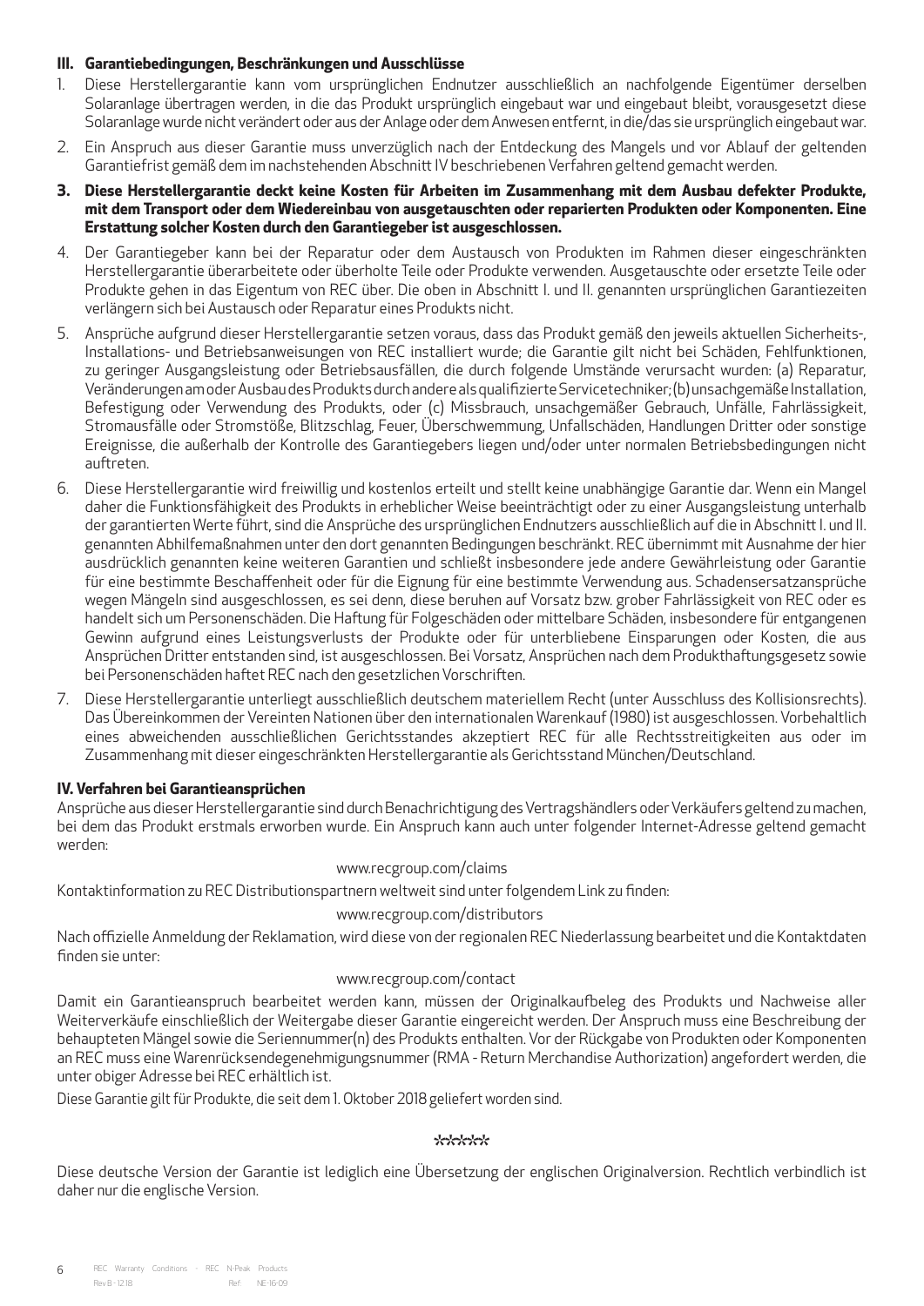### III. Garantiebedingungen, Beschränkungen und Ausschlüsse

1. Diese Herstellergarantie kann vom ursprünglichen Endnutzer ausschließlich an nachfolgende Eigentümer derselben Solaranlage übertragen werden, in die das Produkt ursprünglich eingebaut war und eingebaut bleibt, vorausgesetzt diese Solaranlage wurde nicht verändert oder aus der Anlage oder dem Anwesen entfernt, in die/das sie ursprünglich eingebaut war.
2. Ein Anspruch aus dieser Garantie muss unverzüglich nach der Entdeckung des Mangels und vor Ablauf der geltenden Garantiefrist gemäß dem im nachstehenden Abschnitt IV beschriebenen Verfahren geltend gemacht werden.
3. **Diese Herstellergarantie deckt keine Kosten für Arbeiten im Zusammenhang mit dem Ausbau defekter Produkte, mit dem Transport oder dem Wiedereinbau von ausgetauschten oder reparierten Produkten oder Komponenten. Eine Erstattung solcher Kosten durch den Garantiegeber ist ausgeschlossen.**
4. Der Garantiegeber kann bei der Reparatur oder dem Austausch von Produkten im Rahmen dieser eingeschränkten Herstellergarantie überarbeitete oder überholte Teile oder Produkte verwenden. Ausgetauschte oder ersetzte Teile oder Produkte gehen in das Eigentum von REC über. Die oben in Abschnitt I. und II. genannten ursprünglichen Garantiezeiten verlängern sich bei Austausch oder Reparatur eines Produkts nicht.
5. Ansprüche aufgrund dieser Herstellergarantie setzen voraus, dass das Produkt gemäß den jeweils aktuellen Sicherheits-, Installations- und Betriebsanweisungen von REC installiert wurde; die Garantie gilt nicht bei Schäden, Fehlfunktionen, zu geringer Ausgangsleistung oder Betriebsausfällen, die durch folgende Umstände verursacht wurden: (a) Reparatur, Veränderungen am oder Ausbau des Produkts durch andere als qualifizierte Servicetechniker; (b) unsachgemäße Installation, Befestigung oder Verwendung des Produkts, oder (c) Missbrauch, unsachgemäßer Gebrauch, Unfälle, Fahrlässigkeit, Stromausfälle oder Stromstöße, Blitzschlag, Feuer, Überschwemmung, Unfallschäden, Handlungen Dritter oder sonstige Ereignisse, die außerhalb der Kontrolle des Garantiegebers liegen und/oder unter normalen Betriebsbedingungen nicht auftreten.
6. Diese Herstellergarantie wird freiwillig und kostenlos erteilt und stellt keine unabhängige Garantie dar. Wenn ein Mangel daher die Funktionsfähigkeit des Produkts in erheblicher Weise beeinträchtigt oder zu einer Ausgangsleistung unterhalb der garantierten Werte führt, sind die Ansprüche des ursprünglichen Endnutzers ausschließlich auf die in Abschnitt I. und II. genannten Abhilfemaßnahmen unter den dort genannten Bedingungen beschränkt. REC übernimmt mit Ausnahme der hier ausdrücklich genannten keine weiteren Garantien und schließt insbesondere jede andere Gewährleistung oder Garantie für eine bestimmte Beschaffenheit oder für die Eignung für eine bestimmte Verwendung aus. Schadensersatzansprüche wegen Mängeln sind ausgeschlossen, es sei denn, diese beruhen auf Vorsatz bzw. grober Fahrlässigkeit von REC oder es handelt sich um Personenschäden. Die Haftung für Folgeschäden oder mittelbare Schäden, insbesondere für entgangenen Gewinn aufgrund eines Leistungsverlusts der Produkte oder für unterbliebene Einsparungen oder Kosten, die aus Ansprüchen Dritter entstanden sind, ist ausgeschlossen. Bei Vorsatz, Ansprüchen nach dem Produkthaftungsgesetz sowie bei Personenschäden haftet REC nach den gesetzlichen Vorschriften.
7. Diese Herstellergarantie unterliegt ausschließlich deutschem materiellem Recht (unter Ausschluss des Kollisionsrechts). Das Übereinkommen der Vereinten Nationen über den internationalen Warenkauf (1980) ist ausgeschlossen. Vorbehaltlich eines abweichenden ausschließlichen Gerichtsstandes akzeptiert REC für alle Rechtsstreitigkeiten aus oder im Zusammenhang mit dieser eingeschränkten Herstellergarantie als Gerichtsstand München/Deutschland.

### IV. Verfahren bei Garantieansprüchen

Ansprüche aus dieser Herstellergarantie sind durch Benachrichtigung des Vertragshändlers oder Verkäufers geltend zu machen, bei dem das Produkt erstmals erworben wurde. Ein Anspruch kann auch unter folgender Internet-Adresse geltend gemacht werden:

www.recgroup.com/claims

Kontaktinformation zu REC Distributionspartnern weltweit sind unter folgendem Link zu finden:

www.recgroup.com/distributors

Nach offizielle Anmeldung der Reklamation, wird diese von der regionalen REC Niederlassung bearbeitet und die Kontaktdaten finden sie unter:

www.recgroup.com/contact

Damit ein Garantieanspruch bearbeitet werden kann, müssen der Originalkaufbeleg des Produkts und Nachweise aller Weiterverkäufe einschließlich der Weitergabe dieser Garantie eingereicht werden. Der Anspruch muss eine Beschreibung der behaupteten Mängel sowie die Seriennummer(n) des Produkts enthalten. Vor der Rückgabe von Produkten oder Komponenten an REC muss eine Warenrücksendegenehmigungsnummer (RMA - Return Merchandise Authorization) angefordert werden, die unter obiger Adresse bei REC erhältlich ist.

Diese Garantie gilt für Produkte, die seit dem 1. Oktober 2018 geliefert worden sind.

*****

Diese deutsche Version der Garantie ist lediglich eine Übersetzung der englischen Originalversion. Rechtlich verbindlich ist daher nur die englische Version.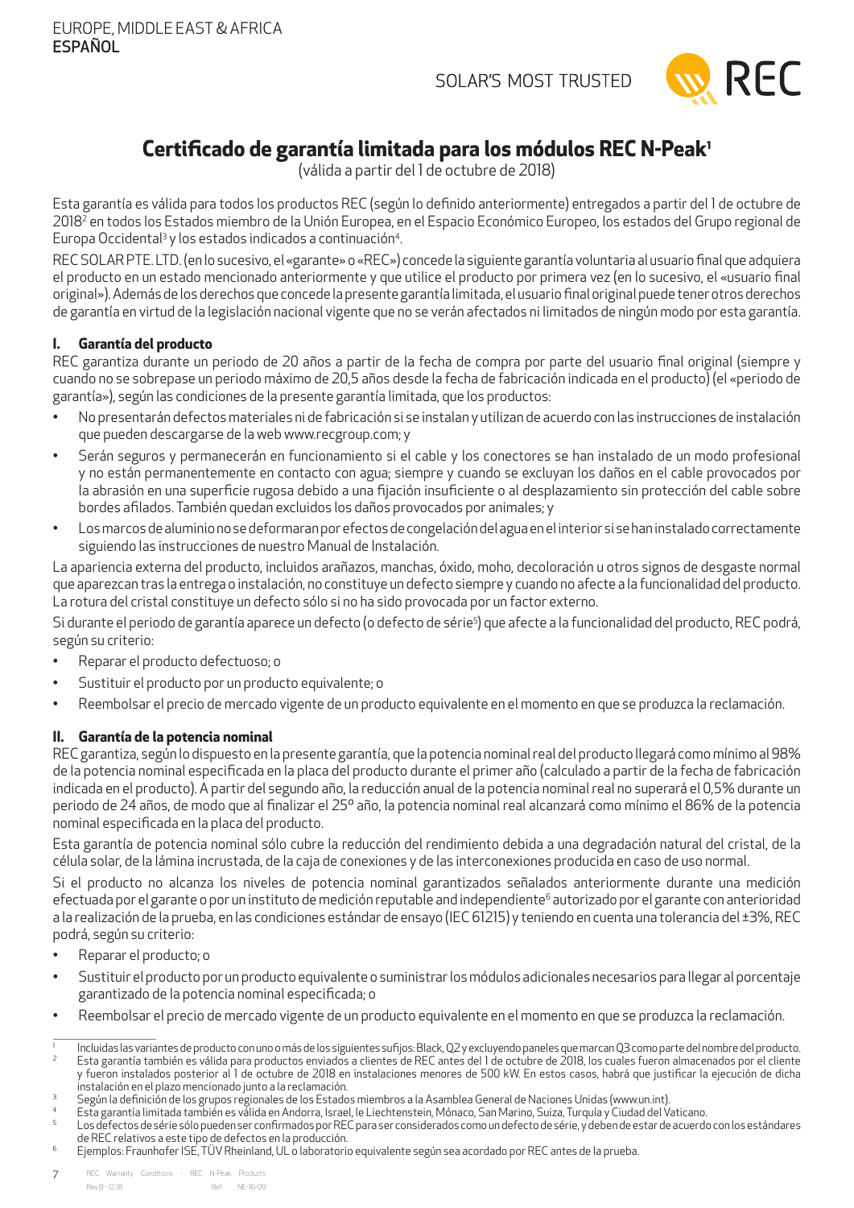EUROPE, MIDDLE EAST & AFRICA
**ESPAÑOL**

SOLAR'S MOST TRUSTED

# Certificado de garantía limitada para los módulos REC N-Peak[1]

(válida a partir del 1 de octubre de 2018)

Esta garantía es válida para todos los productos REC (según lo definido anteriormente) entregados a partir del 1 de octubre de 2018[2] en todos los Estados miembro de la Unión Europea, en el Espacio Económico Europeo, los estados del Grupo regional de Europa Occidental[3] y los estados indicados a continuación[4].

REC SOLAR PTE. LTD. (en lo sucesivo, el «garante» o «REC») concede la siguiente garantía voluntaria al usuario final que adquiera el producto en un estado mencionado anteriormente y que utilice el producto por primera vez (en lo sucesivo, el «usuario final original»). Además de los derechos que concede la presente garantía limitada, el usuario final original puede tener otros derechos de garantía en virtud de la legislación nacional vigente que no se verán afectados ni limitados de ningún modo por esta garantía.

## I. Garantía del producto

REC garantiza durante un periodo de 20 años a partir de la fecha de compra por parte del usuario final original (siempre y cuando no se sobrepase un periodo máximo de 20,5 años desde la fecha de fabricación indicada en el producto) (el «periodo de garantía»), según las condiciones de la presente garantía limitada, que los productos:

- No presentarán defectos materiales ni de fabricación si se instalan y utilizan de acuerdo con las instrucciones de instalación que pueden descargarse de la web www.recgroup.com; y
- Serán seguros y permanecerán en funcionamiento si el cable y los conectores se han instalado de un modo profesional y no están permanentemente en contacto con agua; siempre y cuando se excluyan los daños en el cable provocados por la abrasión en una superficie rugosa debido a una fijación insuficiente o al desplazamiento sin protección del cable sobre bordes afilados. También quedan excluidos los daños provocados por animales; y
- Los marcos de aluminio no se deformaran por efectos de congelación del agua en el interior si se han instalado correctamente siguiendo las instrucciones de nuestro Manual de Instalación.

La apariencia externa del producto, incluidos arañazos, manchas, óxido, moho, decoloración u otros signos de desgaste normal que aparezcan tras la entrega o instalación, no constituye un defecto siempre y cuando no afecte a la funcionalidad del producto. La rotura del cristal constituye un defecto sólo si no ha sido provocada por un factor externo.

Si durante el periodo de garantía aparece un defecto (o defecto de série[5]) que afecte a la funcionalidad del producto, REC podrá, según su criterio:

- Reparar el producto defectuoso; o
- Sustituir el producto por un producto equivalente; o
- Reembolsar el precio de mercado vigente de un producto equivalente en el momento en que se produzca la reclamación.

## II. Garantía de la potencia nominal

REC garantiza, según lo dispuesto en la presente garantía, que la potencia nominal real del producto llegará como mínimo al 98% de la potencia nominal especificada en la placa del producto durante el primer año (calculado a partir de la fecha de fabricación indicada en el producto). A partir del segundo año, la reducción anual de la potencia nominal real no superará el 0,5% durante un periodo de 24 años, de modo que al finalizar el 25º año, la potencia nominal real alcanzará como mínimo el 86% de la potencia nominal especificada en la placa del producto.

Esta garantía de potencia nominal sólo cubre la reducción del rendimiento debida a una degradación natural del cristal, de la célula solar, de la lámina incrustada, de la caja de conexiones y de las interconexiones producida en caso de uso normal.

Si el producto no alcanza los niveles de potencia nominal garantizados señalados anteriormente durante una medición efectuada por el garante o por un instituto de medición reputable and independiente[6] autorizado por el garante con anterioridad a la realización de la prueba, en las condiciones estándar de ensayo (IEC 61215) y teniendo en cuenta una tolerancia del ±3%, REC podrá, según su criterio:

- Reparar el producto; o
- Sustituir el producto por un producto equivalente o suministrar los módulos adicionales necesarios para llegar al porcentaje garantizado de la potencia nominal especificada; o
- Reembolsar el precio de mercado vigente de un producto equivalente en el momento en que se produzca la reclamación.

---

[1] Incluidas las variantes de producto con uno o más de los siguientes sufijos: Black, Q2 y excluyendo paneles que marcan Q3 como parte del nombre del producto.

[2] Esta garantía también es válida para productos enviados a clientes de REC antes del 1 de octubre de 2018, los cuales fueron almacenados por el cliente y fueron instalados posterior al 1 de octubre de 2018 en instalaciones menores de 500 kW. En estos casos, habrá que justificar la ejecución de dicha instalación en el plazo mencionado junto a la reclamación.

[3] Según la definición de los grupos regionales de los Estados miembros a la Asamblea General de Naciones Unidas (www.un.int).

[4] Esta garantía limitada también es válida en Andorra, Israel, le Liechtenstein, Mónaco, San Marino, Suiza, Turquía y Ciudad del Vaticano.

[5] Los defectos de série sólo pueden ser confirmados por REC para ser considerados como un defecto de série, y deben de estar de acuerdo con los estándares de REC relativos a este tipo de defectos en la producción.

[6] Ejemplos: Fraunhofer ISE, TÜV Rheinland, UL o laboratorio equivalente según sea acordado por REC antes de la prueba.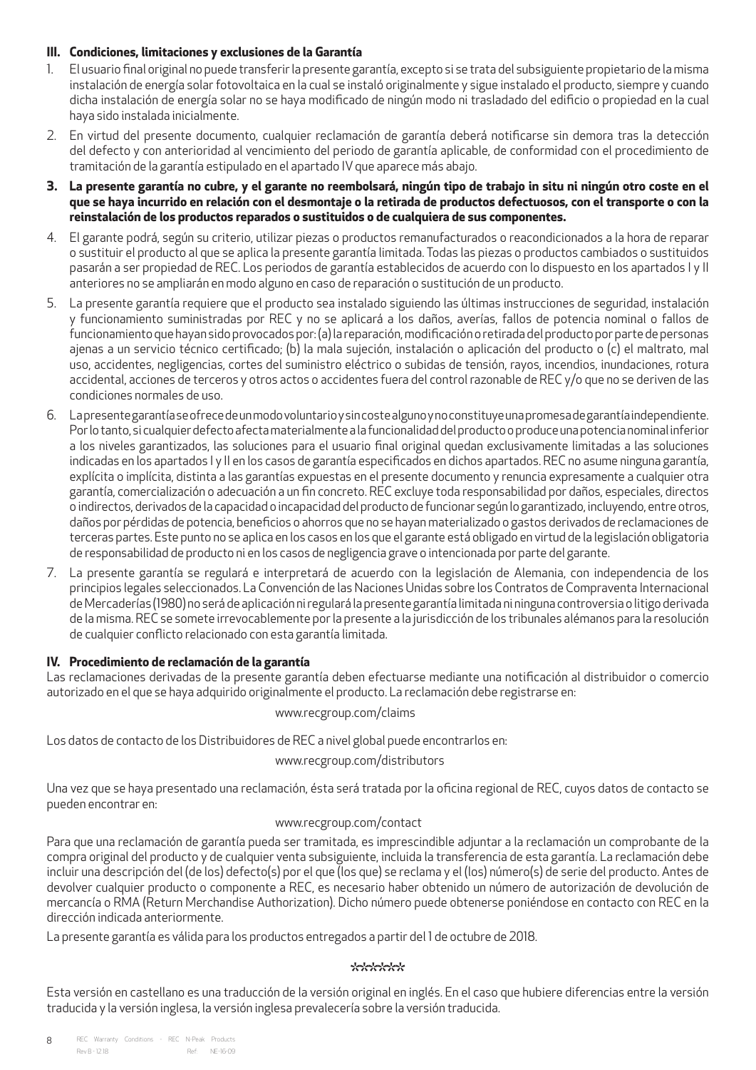### III. Condiciones, limitaciones y exclusiones de la Garantía

1. El usuario final original no puede transferir la presente garantía, excepto si se trata del subsiguiente propietario de la misma instalación de energía solar fotovoltaica en la cual se instaló originalmente y sigue instalado el producto, siempre y cuando dicha instalación de energía solar no se haya modificado de ningún modo ni trasladado del edificio o propiedad en la cual haya sido instalada inicialmente.
2. En virtud del presente documento, cualquier reclamación de garantía deberá notificarse sin demora tras la detección del defecto y con anterioridad al vencimiento del periodo de garantía aplicable, de conformidad con el procedimiento de tramitación de la garantía estipulado en el apartado IV que aparece más abajo.
3. **La presente garantía no cubre, y el garante no reembolsará, ningún tipo de trabajo in situ ni ningún otro coste en el que se haya incurrido en relación con el desmontaje o la retirada de productos defectuosos, con el transporte o con la reinstalación de los productos reparados o sustituidos o de cualquiera de sus componentes.**
4. El garante podrá, según su criterio, utilizar piezas o productos remanufacturados o reacondicionados a la hora de reparar o sustituir el producto al que se aplica la presente garantía limitada. Todas las piezas o productos cambiados o sustituidos pasarán a ser propiedad de REC. Los periodos de garantía establecidos de acuerdo con lo dispuesto en los apartados I y II anteriores no se ampliarán en modo alguno en caso de reparación o sustitución de un producto.
5. La presente garantía requiere que el producto sea instalado siguiendo las últimas instrucciones de seguridad, instalación y funcionamiento suministradas por REC y no se aplicará a los daños, averías, fallos de potencia nominal o fallos de funcionamiento que hayan sido provocados por: (a) la reparación, modificación o retirada del producto por parte de personas ajenas a un servicio técnico certificado; (b) la mala sujeción, instalación o aplicación del producto o (c) el maltrato, mal uso, accidentes, negligencias, cortes del suministro eléctrico o subidas de tensión, rayos, incendios, inundaciones, rotura accidental, acciones de terceros y otros actos o accidentes fuera del control razonable de REC y/o que no se deriven de las condiciones normales de uso.
6. La presente garantía se ofrece de un modo voluntario y sin coste alguno y no constituye una promesa de garantía independiente. Por lo tanto, si cualquier defecto afecta materialmente a la funcionalidad del producto o produce una potencia nominal inferior a los niveles garantizados, las soluciones para el usuario final original quedan exclusivamente limitadas a las soluciones indicadas en los apartados I y II en los casos de garantía especificados en dichos apartados. REC no asume ninguna garantía, explícita o implícita, distinta a las garantías expuestas en el presente documento y renuncia expresamente a cualquier otra garantía, comercialización o adecuación a un fin concreto. REC excluye toda responsabilidad por daños, especiales, directos o indirectos, derivados de la capacidad o incapacidad del producto de funcionar según lo garantizado, incluyendo, entre otros, daños por pérdidas de potencia, beneficios o ahorros que no se hayan materializado o gastos derivados de reclamaciones de terceras partes. Este punto no se aplica en los casos en los que el garante está obligado en virtud de la legislación obligatoria de responsabilidad de producto ni en los casos de negligencia grave o intencionada por parte del garante.
7. La presente garantía se regulará e interpretará de acuerdo con la legislación de Alemania, con independencia de los principios legales seleccionados. La Convención de las Naciones Unidas sobre los Contratos de Compraventa Internacional de Mercaderías (1980) no será de aplicación ni regulará la presente garantía limitada ni ninguna controversia o litigo derivada de la misma. REC se somete irrevocablemente por la presente a la jurisdicción de los tribunales alémanos para la resolución de cualquier conflicto relacionado con esta garantía limitada.

### IV. Procedimiento de reclamación de la garantía

Las reclamaciones derivadas de la presente garantía deben efectuarse mediante una notificación al distribuidor o comercio autorizado en el que se haya adquirido originalmente el producto. La reclamación debe registrarse en:

www.recgroup.com/claims

Los datos de contacto de los Distribuidores de REC a nivel global puede encontrarlos en:

www.recgroup.com/distributors

Una vez que se haya presentado una reclamación, ésta será tratada por la oficina regional de REC, cuyos datos de contacto se pueden encontrar en:

www.recgroup.com/contact

Para que una reclamación de garantía pueda ser tramitada, es imprescindible adjuntar a la reclamación un comprobante de la compra original del producto y de cualquier venta subsiguiente, incluida la transferencia de esta garantía. La reclamación debe incluir una descripción del (de los) defecto(s) por el que (los que) se reclama y el (los) número(s) de serie del producto. Antes de devolver cualquier producto o componente a REC, es necesario haber obtenido un número de autorización de devolución de mercancía o RMA (Return Merchandise Authorization). Dicho número puede obtenerse poniéndose en contacto con REC en la dirección indicada anteriormente.

La presente garantía es válida para los productos entregados a partir del 1 de octubre de 2018.

******

Esta versión en castellano es una traducción de la versión original en inglés. En el caso que hubiere diferencias entre la versión traducida y la versión inglesa, la versión inglesa prevalecería sobre la versión traducida.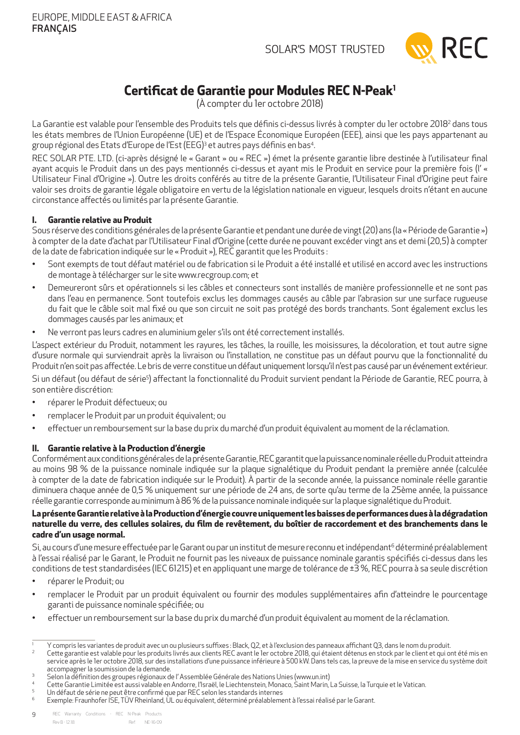EUROPE, MIDDLE EAST & AFRICA
**FRANÇAIS**

SOLAR'S MOST TRUSTED

# Certificat de Garantie pour Modules REC N-Peak[1]

(À compter du 1er octobre 2018)

La Garantie est valable pour l'ensemble des Produits tels que définis ci-dessus livrés à compter du 1er octobre 2018[2] dans tous les états membres de l'Union Européenne (UE) et de l'Espace Économique Européen (EEE), ainsi que les pays appartenant au group régional des Etats d'Europe de l'Est (EEG)[3] et autres pays définis en bas[4].

REC SOLAR PTE. LTD. (ci-après désigné le « Garant » ou « REC ») émet la présente garantie libre destinée à l'utilisateur final ayant acquis le Produit dans un des pays mentionnés ci-dessus et ayant mis le Produit en service pour la première fois (l' « Utilisateur Final d'Origine »). Outre les droits conférés au titre de la présente Garantie, l'Utilisateur Final d'Origine peut faire valoir ses droits de garantie légale obligatoire en vertu de la législation nationale en vigueur, lesquels droits n'étant en aucune circonstance affectés ou limités par la présente Garantie.

## I. Garantie relative au Produit

Sous réserve des conditions générales de la présente Garantie et pendant une durée de vingt (20) ans (la « Période de Garantie ») à compter de la date d'achat par l'Utilisateur Final d'Origine (cette durée ne pouvant excéder vingt ans et demi (20,5) à compter de la date de fabrication indiquée sur le « Produit »), REC garantit que les Produits :

- Sont exempts de tout défaut matériel ou de fabrication si le Produit a été installé et utilisé en accord avec les instructions de montage à télécharger sur le site www.recgroup.com; et
- Demeureront sûrs et opérationnels si les câbles et connecteurs sont installés de manière professionnelle et ne sont pas dans l'eau en permanence. Sont toutefois exclus les dommages causés au câble par l'abrasion sur une surface rugueuse du fait que le câble soit mal fixé ou que son circuit ne soit pas protégé des bords tranchants. Sont également exclus les dommages causés par les animaux; et
- Ne verront pas leurs cadres en aluminium geler s'ils ont été correctement installés.

L'aspect extérieur du Produit, notamment les rayures, les tâches, la rouille, les moisissures, la décoloration, et tout autre signe d'usure normale qui surviendrait après la livraison ou l'installation, ne constitue pas un défaut pourvu que la fonctionnalité du Produit n'en soit pas affectée. Le bris de verre constitue un défaut uniquement lorsqu'il n'est pas causé par un événement extérieur.

Si un défaut (ou défaut de série[5]) affectant la fonctionnalité du Produit survient pendant la Période de Garantie, REC pourra, à son entière discrétion:

- réparer le Produit défectueux; ou
- remplacer le Produit par un produit équivalent; ou
- effectuer un remboursement sur la base du prix du marché d'un produit équivalent au moment de la réclamation.

## II. Garantie relative à la Production d'énergie

Conformément aux conditions générales de la présente Garantie, REC garantit que la puissance nominale réelle du Produit atteindra au moins 98 % de la puissance nominale indiquée sur la plaque signalétique du Produit pendant la première année (calculée à compter de la date de fabrication indiquée sur le Produit). À partir de la seconde année, la puissance nominale réelle garantie diminuera chaque année de 0,5 % uniquement sur une période de 24 ans, de sorte qu'au terme de la 25ème année, la puissance réelle garantie corresponde au minimum à 86 % de la puissance nominale indiquée sur la plaque signalétique du Produit.

**La présente Garantie relative à la Production d'énergie couvre uniquement les baisses de performances dues à la dégradation naturelle du verre, des cellules solaires, du film de revêtement, du boîtier de raccordement et des branchements dans le cadre d'un usage normal.**

Si, au cours d'une mesure effectuée par le Garant ou par un institut de mesure reconnu et indépendant[6] déterminé préalablement à l'essai réalisé par le Garant, le Produit ne fournit pas les niveaux de puissance nominale garantis spécifiés ci-dessus dans les conditions de test standardisées (IEC 61215) et en appliquant une marge de tolérance de ±3 %, REC pourra à sa seule discrétion

- réparer le Produit; ou
- remplacer le Produit par un produit équivalent ou fournir des modules supplémentaires afin d'atteindre le pourcentage garanti de puissance nominale spécifiée; ou
- effectuer un remboursement sur la base du prix du marché d'un produit équivalent au moment de la réclamation.

---

[1] Y compris les variantes de produit avec un ou plusieurs suffixes : Black, Q2, et à l'exclusion des panneaux affichant Q3, dans le nom du produit.

[2] Cette garantie est valable pour les produits livrés aux clients REC avant le 1er octobre 2018, qui étaient détenus en stock par le client et qui ont été mis en service après le 1er octobre 2018, sur des installations d'une puissance inférieure à 500 kW. Dans tels cas, la preuve de la mise en service du système doit accompagner la soumission de la demande.

[3] Selon la définition des groupes régionaux de l' Assemblée Générale des Nations Unies (www.un.int)

[4] Cette Garantie Limitée est aussi valable en Andorre, l'Israël, le Liechtenstein, Monaco, Saint Marin, La Suisse, la Turquie et le Vatican.

[5] Un défaut de série ne peut être confirmé que par REC selon les standards internes

[6] Exemple: Fraunhofer ISE, TÜV Rheinland, UL ou équivalent, déterminé préalablement à l'essai réalisé par le Garant.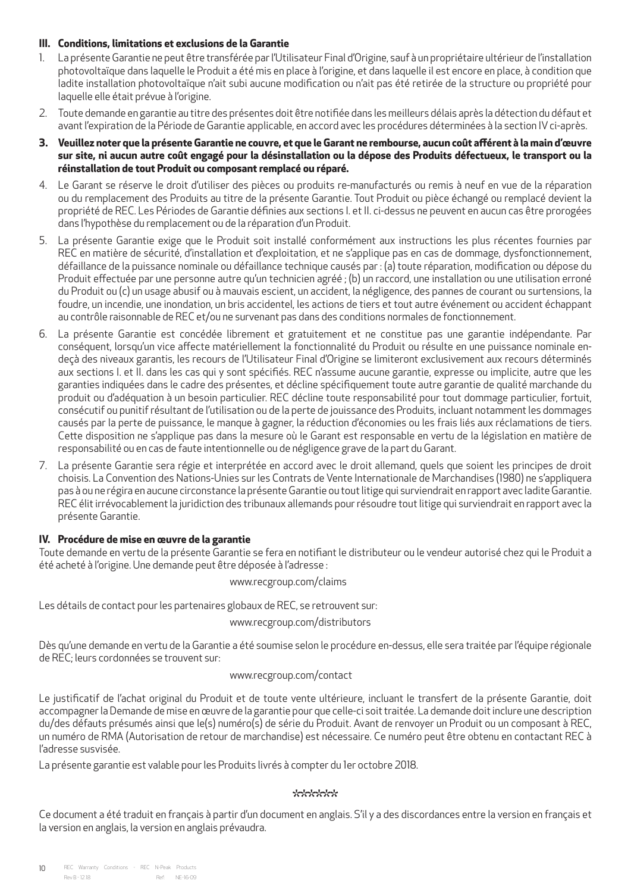## III. Conditions, limitations et exclusions de la Garantie

1. La présente Garantie ne peut être transférée par l'Utilisateur Final d'Origine, sauf à un propriétaire ultérieur de l'installation photovoltaïque dans laquelle le Produit a été mis en place à l'origine, et dans laquelle il est encore en place, à condition que ladite installation photovoltaïque n'ait subi aucune modification ou n'ait pas été retirée de la structure ou propriété pour laquelle elle était prévue à l'origine.
2. Toute demande en garantie au titre des présentes doit être notifiée dans les meilleurs délais après la détection du défaut et avant l'expiration de la Période de Garantie applicable, en accord avec les procédures déterminées à la section IV ci-après.
3. **Veuillez noter que la présente Garantie ne couvre, et que le Garant ne rembourse, aucun coût afférent à la main d'œuvre sur site, ni aucun autre coût engagé pour la désinstallation ou la dépose des Produits défectueux, le transport ou la réinstallation de tout Produit ou composant remplacé ou réparé.**
4. Le Garant se réserve le droit d'utiliser des pièces ou produits re-manufacturés ou remis à neuf en vue de la réparation ou du remplacement des Produits au titre de la présente Garantie. Tout Produit ou pièce échangé ou remplacé devient la propriété de REC. Les Périodes de Garantie définies aux sections I. et II. ci-dessus ne peuvent en aucun cas être prorogées dans l'hypothèse du remplacement ou de la réparation d'un Produit.
5. La présente Garantie exige que le Produit soit installé conformément aux instructions les plus récentes fournies par REC en matière de sécurité, d'installation et d'exploitation, et ne s'applique pas en cas de dommage, dysfonctionnement, défaillance de la puissance nominale ou défaillance technique causés par : (a) toute réparation, modification ou dépose du Produit effectuée par une personne autre qu'un technicien agréé ; (b) un raccord, une installation ou une utilisation erroné du Produit ou (c) un usage abusif ou à mauvais escient, un accident, la négligence, des pannes de courant ou surtensions, la foudre, un incendie, une inondation, un bris accidentel, les actions de tiers et tout autre événement ou accident échappant au contrôle raisonnable de REC et/ou ne survenant pas dans des conditions normales de fonctionnement.
6. La présente Garantie est concédée librement et gratuitement et ne constitue pas une garantie indépendante. Par conséquent, lorsqu'un vice affecte matériellement la fonctionnalité du Produit ou résulte en une puissance nominale en-deçà des niveaux garantis, les recours de l'Utilisateur Final d'Origine se limiteront exclusivement aux recours déterminés aux sections I. et II. dans les cas qui y sont spécifiés. REC n'assume aucune garantie, expresse ou implicite, autre que les garanties indiquées dans le cadre des présentes, et décline spécifiquement toute autre garantie de qualité marchande du produit ou d'adéquation à un besoin particulier. REC décline toute responsabilité pour tout dommage particulier, fortuit, consécutif ou punitif résultant de l'utilisation ou de la perte de jouissance des Produits, incluant notamment les dommages causés par la perte de puissance, le manque à gagner, la réduction d'économies ou les frais liés aux réclamations de tiers. Cette disposition ne s'applique pas dans la mesure où le Garant est responsable en vertu de la législation en matière de responsabilité ou en cas de faute intentionnelle ou de négligence grave de la part du Garant.
7. La présente Garantie sera régie et interprétée en accord avec le droit allemand, quels que soient les principes de droit choisis. La Convention des Nations-Unies sur les Contrats de Vente Internationale de Marchandises (1980) ne s'appliquera pas à ou ne régira en aucune circonstance la présente Garantie ou tout litige qui surviendrait en rapport avec ladite Garantie. REC élit irrévocablement la juridiction des tribunaux allemands pour résoudre tout litige qui surviendrait en rapport avec la présente Garantie.

## IV. Procédure de mise en œuvre de la garantie

Toute demande en vertu de la présente Garantie se fera en notifiant le distributeur ou le vendeur autorisé chez qui le Produit a été acheté à l'origine. Une demande peut être déposée à l'adresse :

www.recgroup.com/claims

Les détails de contact pour les partenaires globaux de REC, se retrouvent sur:

www.recgroup.com/distributors

Dès qu'une demande en vertu de la Garantie a été soumise selon le procédure en-dessus, elle sera traitée par l'équipe régionale de REC; leurs cordonnées se trouvent sur:

www.recgroup.com/contact

Le justificatif de l'achat original du Produit et de toute vente ultérieure, incluant le transfert de la présente Garantie, doit accompagner la Demande de mise en œuvre de la garantie pour que celle-ci soit traitée. La demande doit inclure une description du/des défauts présumés ainsi que le(s) numéro(s) de série du Produit. Avant de renvoyer un Produit ou un composant à REC, un numéro de RMA (Autorisation de retour de marchandise) est nécessaire. Ce numéro peut être obtenu en contactant REC à l'adresse susvisée.

La présente garantie est valable pour les Produits livrés à compter du 1er octobre 2018.

\*\*\*\*\*\*

Ce document a été traduit en français à partir d'un document en anglais. S'il y a des discordances entre la version en français et la version en anglais, la version en anglais prévaudra.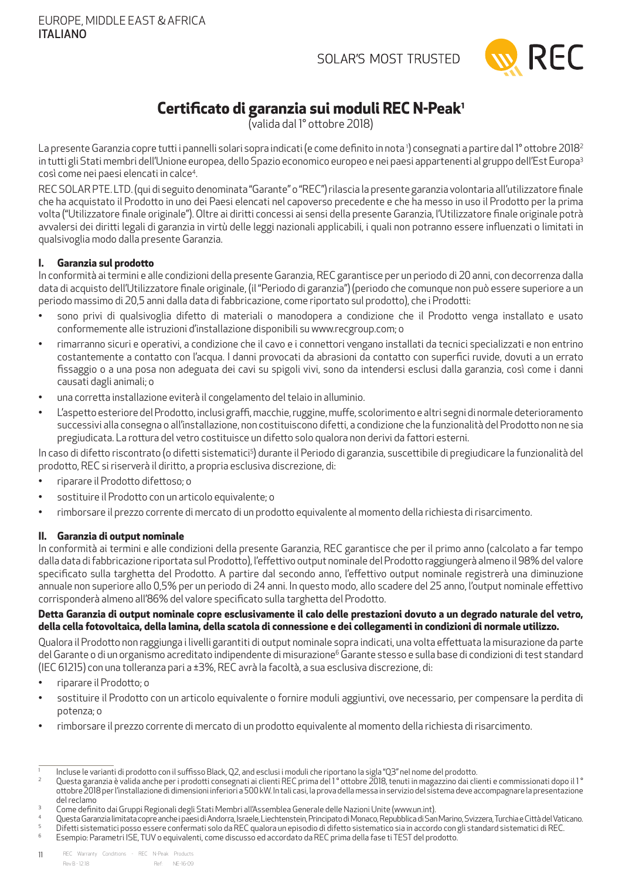EUROPE, MIDDLE EAST & AFRICA
**ITALIANO**

SOLAR'S MOST TRUSTED

# Certificato di garanzia sui moduli REC N-Peak[1]

(valida dal 1° ottobre 2018)

La presente Garanzia copre tutti i pannelli solari sopra indicati (e come definito in nota [1]) consegnati a partire dal 1° ottobre 2018[2] in tutti gli Stati membri dell'Unione europea, dello Spazio economico europeo e nei paesi appartenenti al gruppo dell'Est Europa[3] così come nei paesi elencati in calce[4].

REC SOLAR PTE. LTD. (qui di seguito denominata "Garante" o "REC") rilascia la presente garanzia volontaria all'utilizzatore finale che ha acquistato il Prodotto in uno dei Paesi elencati nel capoverso precedente e che ha messo in uso il Prodotto per la prima volta ("Utilizzatore finale originale"). Oltre ai diritti concessi ai sensi della presente Garanzia, l'Utilizzatore finale originale potrà avvalersi dei diritti legali di garanzia in virtù delle leggi nazionali applicabili, i quali non potranno essere influenzati o limitati in qualsivoglia modo dalla presente Garanzia.

## I. Garanzia sul prodotto

In conformità ai termini e alle condizioni della presente Garanzia, REC garantisce per un periodo di 20 anni, con decorrenza dalla data di acquisto dell'Utilizzatore finale originale, (il "Periodo di garanzia") (periodo che comunque non può essere superiore a un periodo massimo di 20,5 anni dalla data di fabbricazione, come riportato sul prodotto), che i Prodotti:

- sono privi di qualsivoglia difetto di materiali o manodopera a condizione che il Prodotto venga installato e usato conformemente alle istruzioni d'installazione disponibili su www.recgroup.com; o
- rimarranno sicuri e operativi, a condizione che il cavo e i connettori vengano installati da tecnici specializzati e non entrino costantemente a contatto con l'acqua. I danni provocati da abrasioni da contatto con superfici ruvide, dovuti a un errato fissaggio o a una posa non adeguata dei cavi su spigoli vivi, sono da intendersi esclusi dalla garanzia, così come i danni causati dagli animali; o
- una corretta installazione eviterà il congelamento del telaio in alluminio.
- L'aspetto esteriore del Prodotto, inclusi graffi, macchie, ruggine, muffe, scolorimento e altri segni di normale deterioramento successivi alla consegna o all'installazione, non costituiscono difetti, a condizione che la funzionalità del Prodotto non ne sia pregiudicata. La rottura del vetro costituisce un difetto solo qualora non derivi da fattori esterni.

In caso di difetto riscontrato (o difetti sistematici[5]) durante il Periodo di garanzia, suscettibile di pregiudicare la funzionalità del prodotto, REC si riserverà il diritto, a propria esclusiva discrezione, di:

- riparare il Prodotto difettoso; o
- sostituire il Prodotto con un articolo equivalente; o
- rimborsare il prezzo corrente di mercato di un prodotto equivalente al momento della richiesta di risarcimento.

## II. Garanzia di output nominale

In conformità ai termini e alle condizioni della presente Garanzia, REC garantisce che per il primo anno (calcolato a far tempo dalla data di fabbricazione riportata sul Prodotto), l'effettivo output nominale del Prodotto raggiungerà almeno il 98% del valore specificato sulla targhetta del Prodotto. A partire dal secondo anno, l'effettivo output nominale registrerà una diminuzione annuale non superiore allo 0,5% per un periodo di 24 anni. In questo modo, allo scadere del 25 anno, l'output nominale effettivo corrisponderà almeno all'86% del valore specificato sulla targhetta del Prodotto.

**Detta Garanzia di output nominale copre esclusivamente il calo delle prestazioni dovuto a un degrado naturale del vetro, della cella fotovoltaica, della lamina, della scatola di connessione e dei collegamenti in condizioni di normale utilizzo.**

Qualora il Prodotto non raggiunga i livelli garantiti di output nominale sopra indicati, una volta effettuata la misurazione da parte del Garante o di un organismo accreditato indipendente di misurazione[6] Garante stesso e sulla base di condizioni di test standard (IEC 61215) con una tolleranza pari a ±3%, REC avrà la facoltà, a sua esclusiva discrezione, di:

- riparare il Prodotto; o
- sostituire il Prodotto con un articolo equivalente o fornire moduli aggiuntivi, ove necessario, per compensare la perdita di potenza; o
- rimborsare il prezzo corrente di mercato di un prodotto equivalente al momento della richiesta di risarcimento.

---

[1] Incluse le varianti di prodotto con il suffisso Black, Q2, and esclusi i moduli che riportano la sigla "Q3" nel nome del prodotto.

[2] Questa garanzia è valida anche per i prodotti consegnati ai clienti REC prima del 1° ottobre 2018, tenuti in magazzino dai clienti e commissionati dopo il 1° ottobre 2018 per l'installazione di dimensioni inferiori a 500 kW. In tali casi, la prova della messa in servizio del sistema deve accompagnare la presentazione del reclamo

[3] Come definito dai Gruppi Regionali degli Stati Membri all'Assemblea Generale delle Nazioni Unite (www.un.int).

[4] Questa Garanzia limitata copre anche i paesi di Andorra, Israele, Liechtenstein, Principato di Monaco, Repubblica di San Marino, Svizzera, Turchia e Città del Vaticano.

[5] Difetti sistematici posso essere confermati solo da REC qualora un episodio di difetto sistematico sia in accordo con gli standard sistematici di REC.

[6] Esempio: Parametri ISE, TUV o equivalenti, come discusso ed accordato da REC prima della fase ti TEST del prodotto.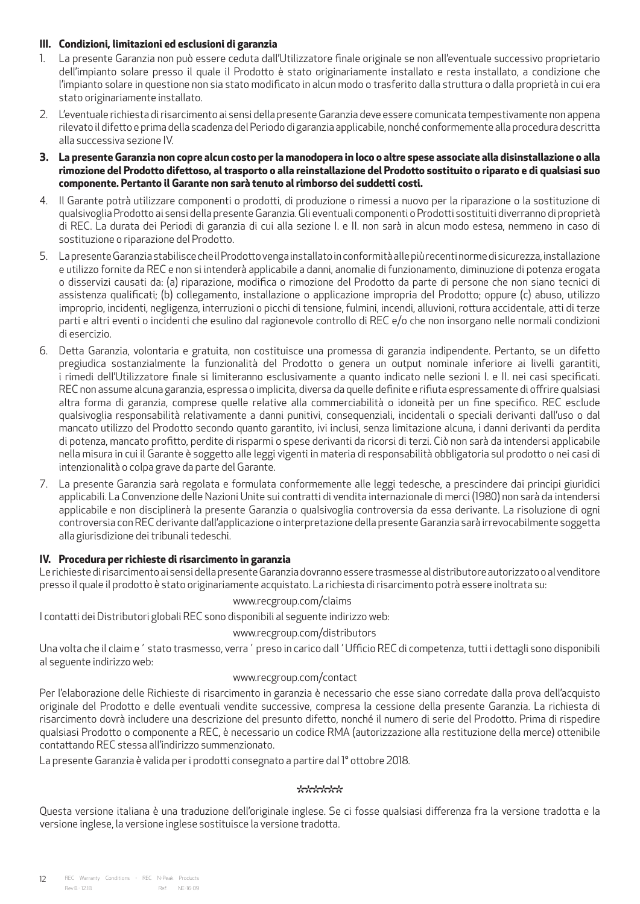### III. Condizioni, limitazioni ed esclusioni di garanzia

1. La presente Garanzia non può essere ceduta dall'Utilizzatore finale originale se non all'eventuale successivo proprietario dell'impianto solare presso il quale il Prodotto è stato originariamente installato e resta installato, a condizione che l'impianto solare in questione non sia stato modificato in alcun modo o trasferito dalla struttura o dalla proprietà in cui era stato originariamente installato.
2. L'eventuale richiesta di risarcimento ai sensi della presente Garanzia deve essere comunicata tempestivamente non appena rilevato il difetto e prima della scadenza del Periodo di garanzia applicabile, nonché conformemente alla procedura descritta alla successiva sezione IV.
3. **La presente Garanzia non copre alcun costo per la manodopera in loco o altre spese associate alla disinstallazione o alla rimozione del Prodotto difettoso, al trasporto o alla reinstallazione del Prodotto sostituito o riparato e di qualsiasi suo componente. Pertanto il Garante non sarà tenuto al rimborso dei suddetti costi.**
4. Il Garante potrà utilizzare componenti o prodotti, di produzione o rimessi a nuovo per la riparazione o la sostituzione di qualsivoglia Prodotto ai sensi della presente Garanzia. Gli eventuali componenti o Prodotti sostituiti diverranno di proprietà di REC. La durata dei Periodi di garanzia di cui alla sezione I. e II. non sarà in alcun modo estesa, nemmeno in caso di sostituzione o riparazione del Prodotto.
5. La presente Garanzia stabilisce che il Prodotto venga installato in conformità alle più recenti norme di sicurezza, installazione e utilizzo fornite da REC e non si intenderà applicabile a danni, anomalie di funzionamento, diminuzione di potenza erogata o disservizi causati da: (a) riparazione, modifica o rimozione del Prodotto da parte di persone che non siano tecnici di assistenza qualificati; (b) collegamento, installazione o applicazione impropria del Prodotto; oppure (c) abuso, utilizzo improprio, incidenti, negligenza, interruzioni o picchi di tensione, fulmini, incendi, alluvioni, rottura accidentale, atti di terze parti e altri eventi o incidenti che esulino dal ragionevole controllo di REC e/o che non insorgano nelle normali condizioni di esercizio.
6. Detta Garanzia, volontaria e gratuita, non costituisce una promessa di garanzia indipendente. Pertanto, se un difetto pregiudica sostanzialmente la funzionalità del Prodotto o genera un output nominale inferiore ai livelli garantiti, i rimedi dell'Utilizzatore finale si limiteranno esclusivamente a quanto indicato nelle sezioni I. e II. nei casi specificati. REC non assume alcuna garanzia, espressa o implicita, diversa da quelle definite e rifiuta espressamente di offrire qualsiasi altra forma di garanzia, comprese quelle relative alla commerciabilità o idoneità per un fine specifico. REC esclude qualsivoglia responsabilità relativamente a danni punitivi, consequenziali, incidentali o speciali derivanti dall'uso o dal mancato utilizzo del Prodotto secondo quanto garantito, ivi inclusi, senza limitazione alcuna, i danni derivanti da perdita di potenza, mancato profitto, perdite di risparmi o spese derivanti da ricorsi di terzi. Ciò non sarà da intendersi applicabile nella misura in cui il Garante è soggetto alle leggi vigenti in materia di responsabilità obbligatoria sul prodotto o nei casi di intenzionalità o colpa grave da parte del Garante.
7. La presente Garanzia sarà regolata e formulata conformemente alle leggi tedesche, a prescindere dai principi giuridici applicabili. La Convenzione delle Nazioni Unite sui contratti di vendita internazionale di merci (1980) non sarà da intendersi applicabile e non disciplinerà la presente Garanzia o qualsivoglia controversia da essa derivante. La risoluzione di ogni controversia con REC derivante dall'applicazione o interpretazione della presente Garanzia sarà irrevocabilmente soggetta alla giurisdizione dei tribunali tedeschi.

### IV. Procedura per richieste di risarcimento in garanzia

Le richieste di risarcimento ai sensi della presente Garanzia dovranno essere trasmesse al distributore autorizzato o al venditore presso il quale il prodotto è stato originariamente acquistato. La richiesta di risarcimento potrà essere inoltrata su:

www.recgroup.com/claims

I contatti dei Distributori globali REC sono disponibili al seguente indirizzo web:

www.recgroup.com/distributors

Una volta che il claim e ' stato trasmesso, verra ' preso in carico dall ' Ufficio REC di competenza, tutti i dettagli sono disponibili al seguente indirizzo web:

www.recgroup.com/contact

Per l'elaborazione delle Richieste di risarcimento in garanzia è necessario che esse siano corredate dalla prova dell'acquisto originale del Prodotto e delle eventuali vendite successive, compresa la cessione della presente Garanzia. La richiesta di risarcimento dovrà includere una descrizione del presunto difetto, nonché il numero di serie del Prodotto. Prima di rispedire qualsiasi Prodotto o componente a REC, è necessario un codice RMA (autorizzazione alla restituzione della merce) ottenibile contattando REC stessa all'indirizzo summenzionato.

La presente Garanzia è valida per i prodotti consegnato a partire dal 1° ottobre 2018.

\*\*\*\*\*\*

Questa versione italiana è una traduzione dell'originale inglese. Se ci fosse qualsiasi differenza fra la versione tradotta e la versione inglese, la versione inglese sostituisce la versione tradotta.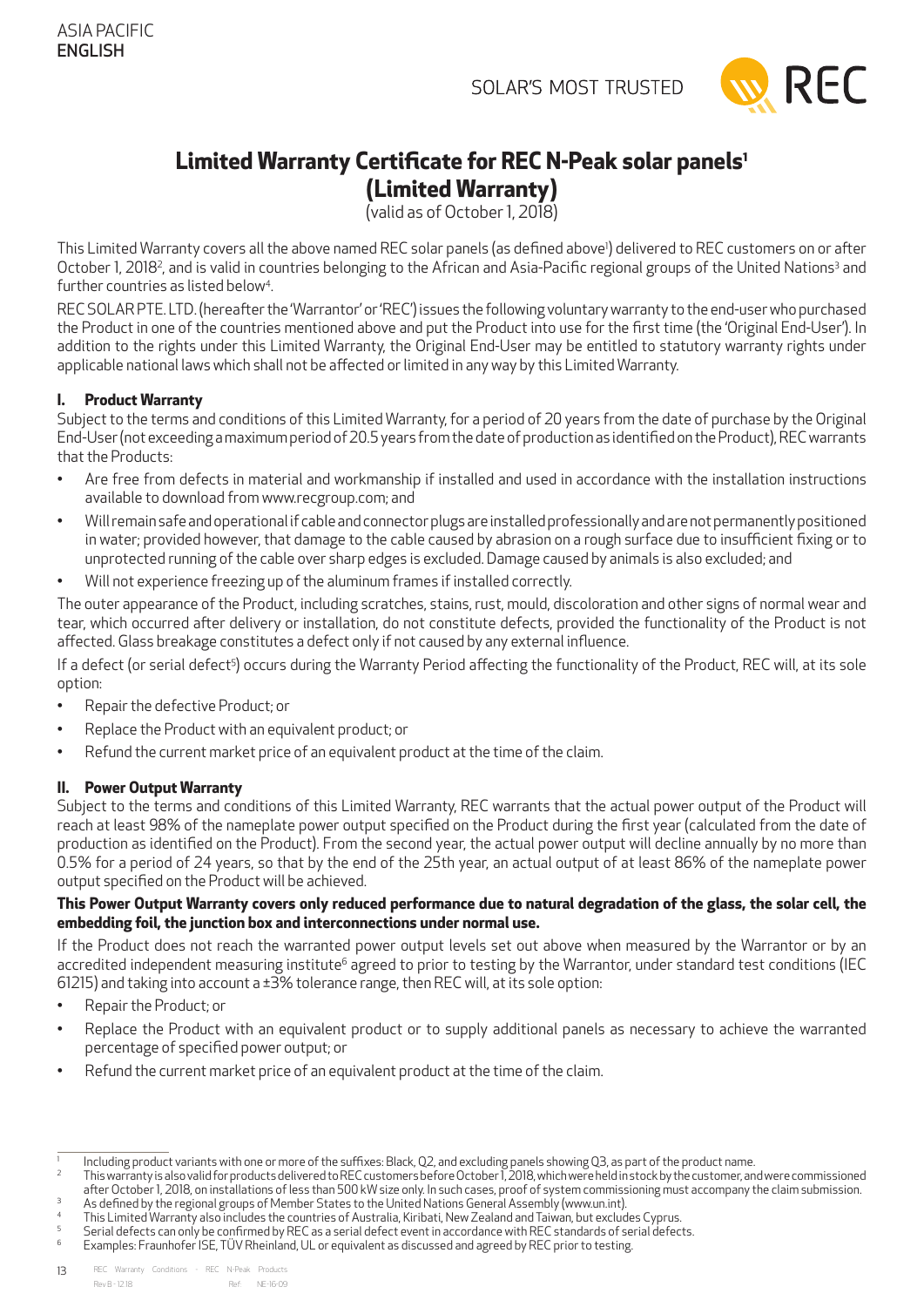ASIA PACIFIC
**ENGLISH**

SOLAR'S MOST TRUSTED

# Limited Warranty Certificate for REC N-Peak solar panels[1] (Limited Warranty)

(valid as of October 1, 2018)

This Limited Warranty covers all the above named REC solar panels (as defined above[1]) delivered to REC customers on or after October 1, 2018[2], and is valid in countries belonging to the African and Asia-Pacific regional groups of the United Nations[3] and further countries as listed below[4].

REC SOLAR PTE. LTD. (hereafter the 'Warrantor' or 'REC') issues the following voluntary warranty to the end-user who purchased the Product in one of the countries mentioned above and put the Product into use for the first time (the 'Original End-User'). In addition to the rights under this Limited Warranty, the Original End-User may be entitled to statutory warranty rights under applicable national laws which shall not be affected or limited in any way by this Limited Warranty.

### I. Product Warranty

Subject to the terms and conditions of this Limited Warranty, for a period of 20 years from the date of purchase by the Original End-User (not exceeding a maximum period of 20.5 years from the date of production as identified on the Product), REC warrants that the Products:

- Are free from defects in material and workmanship if installed and used in accordance with the installation instructions available to download from www.recgroup.com; and
- Will remain safe and operational if cable and connector plugs are installed professionally and are not permanently positioned in water; provided however, that damage to the cable caused by abrasion on a rough surface due to insufficient fixing or to unprotected running of the cable over sharp edges is excluded. Damage caused by animals is also excluded; and
- Will not experience freezing up of the aluminum frames if installed correctly.

The outer appearance of the Product, including scratches, stains, rust, mould, discoloration and other signs of normal wear and tear, which occurred after delivery or installation, do not constitute defects, provided the functionality of the Product is not affected. Glass breakage constitutes a defect only if not caused by any external influence.

If a defect (or serial defect[5]) occurs during the Warranty Period affecting the functionality of the Product, REC will, at its sole option:

- Repair the defective Product; or
- Replace the Product with an equivalent product; or
- Refund the current market price of an equivalent product at the time of the claim.

### II. Power Output Warranty

Subject to the terms and conditions of this Limited Warranty, REC warrants that the actual power output of the Product will reach at least 98% of the nameplate power output specified on the Product during the first year (calculated from the date of production as identified on the Product). From the second year, the actual power output will decline annually by no more than 0.5% for a period of 24 years, so that by the end of the 25th year, an actual output of at least 86% of the nameplate power output specified on the Product will be achieved.

**This Power Output Warranty covers only reduced performance due to natural degradation of the glass, the solar cell, the embedding foil, the junction box and interconnections under normal use.**

If the Product does not reach the warranted power output levels set out above when measured by the Warrantor or by an accredited independent measuring institute[6] agreed to prior to testing by the Warrantor, under standard test conditions (IEC 61215) and taking into account a ±3% tolerance range, then REC will, at its sole option:

- Repair the Product; or
- Replace the Product with an equivalent product or to supply additional panels as necessary to achieve the warranted percentage of specified power output; or
- Refund the current market price of an equivalent product at the time of the claim.

---

[1] Including product variants with one or more of the suffixes: Black, Q2, and excluding panels showing Q3, as part of the product name.

[2] This warranty is also valid for products delivered to REC customers before October 1, 2018, which were held in stock by the customer, and were commissioned after October 1, 2018, on installations of less than 500 kW size only. In such cases, proof of system commissioning must accompany the claim submission.

[3] As defined by the regional groups of Member States to the United Nations General Assembly (www.un.int).

[4] This Limited Warranty also includes the countries of Australia, Kiribati, New Zealand and Taiwan, but excludes Cyprus.

[5] Serial defects can only be confirmed by REC as a serial defect event in accordance with REC standards of serial defects.

[6] Examples: Fraunhofer ISE, TÜV Rheinland, UL or equivalent as discussed and agreed by REC prior to testing.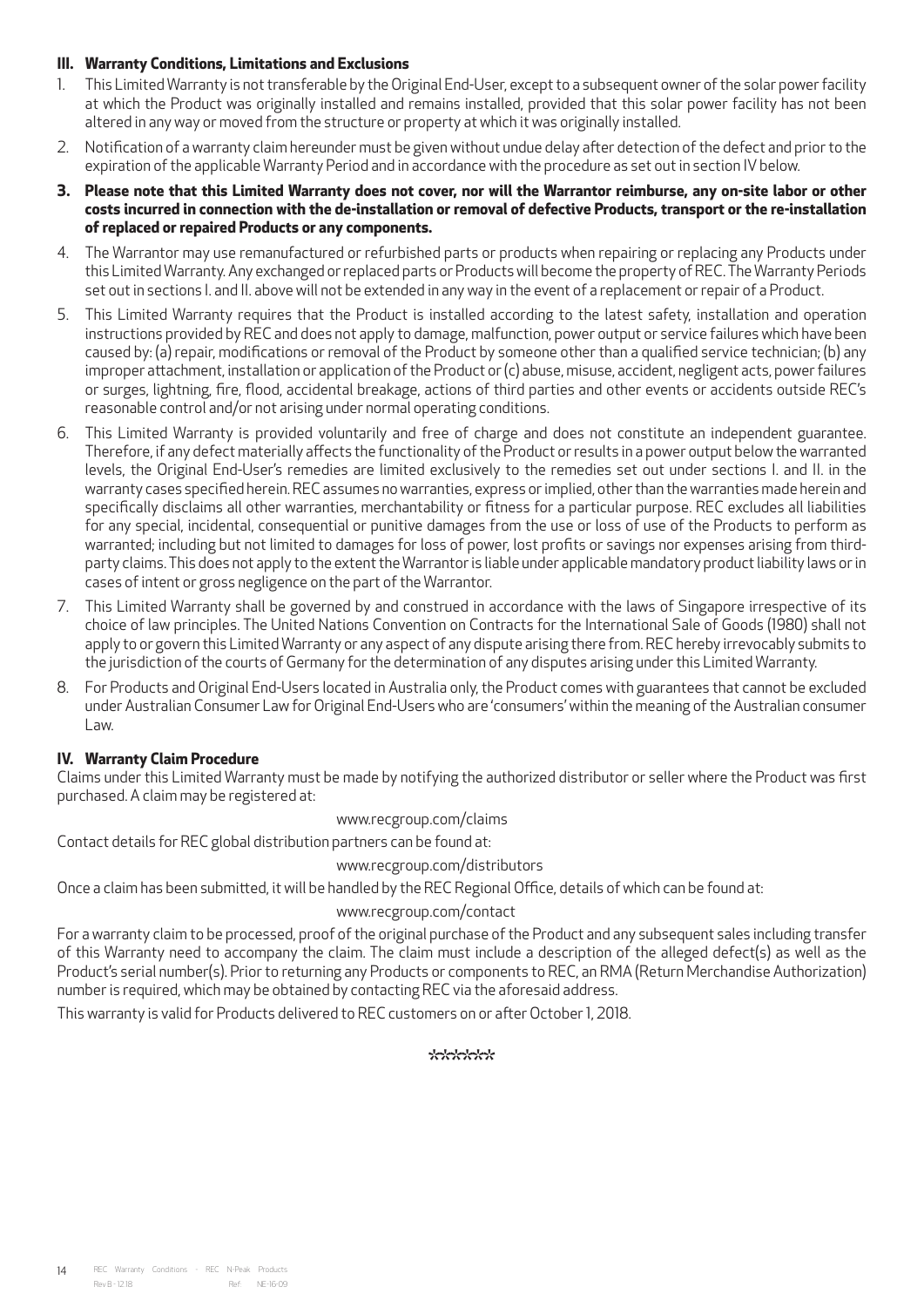## III. Warranty Conditions, Limitations and Exclusions

1. This Limited Warranty is not transferable by the Original End-User, except to a subsequent owner of the solar power facility at which the Product was originally installed and remains installed, provided that this solar power facility has not been altered in any way or moved from the structure or property at which it was originally installed.
2. Notification of a warranty claim hereunder must be given without undue delay after detection of the defect and prior to the expiration of the applicable Warranty Period and in accordance with the procedure as set out in section IV below.
3. **Please note that this Limited Warranty does not cover, nor will the Warrantor reimburse, any on-site labor or other costs incurred in connection with the de-installation or removal of defective Products, transport or the re-installation of replaced or repaired Products or any components.**
4. The Warrantor may use remanufactured or refurbished parts or products when repairing or replacing any Products under this Limited Warranty. Any exchanged or replaced parts or Products will become the property of REC. The Warranty Periods set out in sections I. and II. above will not be extended in any way in the event of a replacement or repair of a Product.
5. This Limited Warranty requires that the Product is installed according to the latest safety, installation and operation instructions provided by REC and does not apply to damage, malfunction, power output or service failures which have been caused by: (a) repair, modifications or removal of the Product by someone other than a qualified service technician; (b) any improper attachment, installation or application of the Product or (c) abuse, misuse, accident, negligent acts, power failures or surges, lightning, fire, flood, accidental breakage, actions of third parties and other events or accidents outside REC's reasonable control and/or not arising under normal operating conditions.
6. This Limited Warranty is provided voluntarily and free of charge and does not constitute an independent guarantee. Therefore, if any defect materially affects the functionality of the Product or results in a power output below the warranted levels, the Original End-User's remedies are limited exclusively to the remedies set out under sections I. and II. in the warranty cases specified herein. REC assumes no warranties, express or implied, other than the warranties made herein and specifically disclaims all other warranties, merchantability or fitness for a particular purpose. REC excludes all liabilities for any special, incidental, consequential or punitive damages from the use or loss of use of the Products to perform as warranted; including but not limited to damages for loss of power, lost profits or savings nor expenses arising from third-party claims. This does not apply to the extent the Warrantor is liable under applicable mandatory product liability laws or in cases of intent or gross negligence on the part of the Warrantor.
7. This Limited Warranty shall be governed by and construed in accordance with the laws of Singapore irrespective of its choice of law principles. The United Nations Convention on Contracts for the International Sale of Goods (1980) shall not apply to or govern this Limited Warranty or any aspect of any dispute arising there from. REC hereby irrevocably submits to the jurisdiction of the courts of Germany for the determination of any disputes arising under this Limited Warranty.
8. For Products and Original End-Users located in Australia only, the Product comes with guarantees that cannot be excluded under Australian Consumer Law for Original End-Users who are 'consumers' within the meaning of the Australian consumer Law.

## IV. Warranty Claim Procedure

Claims under this Limited Warranty must be made by notifying the authorized distributor or seller where the Product was first purchased. A claim may be registered at:

www.recgroup.com/claims

Contact details for REC global distribution partners can be found at:

www.recgroup.com/distributors

Once a claim has been submitted, it will be handled by the REC Regional Office, details of which can be found at:

www.recgroup.com/contact

For a warranty claim to be processed, proof of the original purchase of the Product and any subsequent sales including transfer of this Warranty need to accompany the claim. The claim must include a description of the alleged defect(s) as well as the Product's serial number(s). Prior to returning any Products or components to REC, an RMA (Return Merchandise Authorization) number is required, which may be obtained by contacting REC via the aforesaid address.

This warranty is valid for Products delivered to REC customers on or after October 1, 2018.

******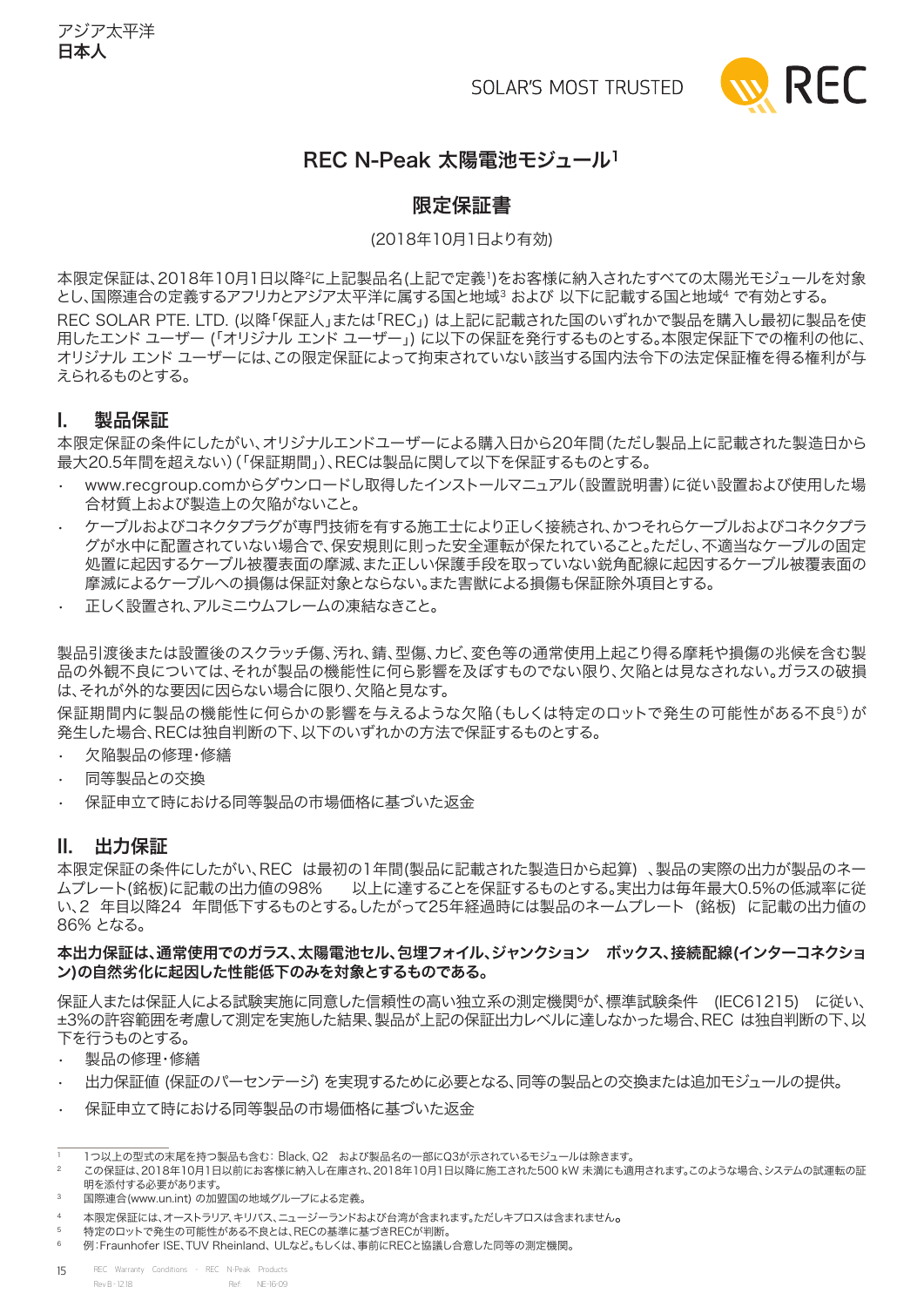アジア太平洋
**日本人**

SOLAR'S MOST TRUSTED

# REC N-Peak 太陽電池モジュール[1]

## 限定保証書

(2018年10月1日より有効)

本限定保証は、2018年10月1日以降[2]に上記製品名(上記で定義[1])をお客様に納入されたすべての太陽光モジュールを対象とし、国際連合の定義するアフリカとアジア太平洋に属する国と地域[3] および 以下に記載する国と地域[4] で有効とする。

REC SOLAR PTE. LTD. (以降「保証人」または「REC」) は上記に記載された国のいずれかで製品を購入し最初に製品を使用したエンド ユーザー (「オリジナル エンド ユーザー」) に以下の保証を発行するものとする。本限定保証下での権利の他に、オリジナル エンド ユーザーには、この限定保証によって拘束されていない該当する国内法令下の法定保証権を得る権利が与えられるものとする。

## I. 製品保証

本限定保証の条件にしたがい、オリジナルエンドユーザーによる購入日から20年間(ただし製品上に記載された製造日から最大20.5年間を超えない)(「保証期間」)、RECは製品に関して以下を保証するものとする。

- www.recgroup.comからダウンロードし取得したインストールマニュアル(設置説明書)に従い設置および使用した場合材質上および製造上の欠陥がないこと。
- ケーブルおよびコネクタプラグが専門技術を有する施工士により正しく接続され、かつそれらケーブルおよびコネクタプラグが水中に配置されていない場合で、保安規則に則った安全運転が保たれていること。ただし、不適当なケーブルの固定処置に起因するケーブル被覆表面の摩滅、また正しい保護手段を取っていない鋭角配線に起因するケーブル被覆表面の摩滅によるケーブルへの損傷は保証対象とならない。また害獣による損傷も保証除外項目とする。
- 正しく設置され、アルミニウムフレームの凍結なきこと。

製品引渡後または設置後のスクラッチ傷、汚れ、錆、型傷、カビ、変色等の通常使用上起こり得る摩耗や損傷の兆候を含む製品の外観不良については、それが製品の機能性に何ら影響を及ぼすものでない限り、欠陥とは見なされない。ガラスの破損は、それが外的な要因に因らない場合に限り、欠陥と見なす。

保証期間内に製品の機能性に何らかの影響を与えるような欠陥(もしくは特定のロットで発生の可能性がある不良[5])が発生した場合、RECは独自判断の下、以下のいずれかの方法で保証するものとする。

- 欠陥製品の修理・修繕
- 同等製品との交換
- 保証申立て時における同等製品の市場価格に基づいた返金

## II. 出力保証

本限定保証の条件にしたがい、REC は最初の1年間(製品に記載された製造日から起算) 、製品の実際の出力が製品のネームプレート(銘板)に記載の出力値の98% 以上に達することを保証するものとする。実出力は毎年最大0.5%の低減率に従い、2 年目以降24 年間低下するものとする。したがって25年経過時には製品のネームプレート (銘板) に記載の出力値の86% となる。

**本出力保証は、通常使用でのガラス、太陽電池セル、包埋フォイル、ジャンクション ボックス、接続配線(インターコネクション)の自然劣化に起因した性能低下のみを対象とするものである。**

保証人または保証人による試験実施に同意した信頼性の高い独立系の測定機関[6]が、標準試験条件 (IEC61215) に従い、±3%の許容範囲を考慮して測定を実施した結果、製品が上記の保証出力レベルに達しなかった場合、REC は独自判断の下、以下を行うものとする。

- 製品の修理・修繕
- 出力保証値 (保証のパーセンテージ) を実現するために必要となる、同等の製品との交換または追加モジュールの提供。
- 保証申立て時における同等製品の市場価格に基づいた返金

---

[1] 1つ以上の型式の末尾を持つ製品も含む: Black, Q2 および製品名の一部にQ3が示されているモジュールは除きます。
[2] この保証は、2018年10月1日以前にお客様に納入し在庫され、2018年10月1日以降に施工された500 kW 未満にも適用されます。このような場合、システムの試運転の証明を添付する必要があります。
[3] 国際連合(www.un.int) の加盟国の地域グループによる定義。
[4] 本限定保証には、オーストラリア、キリバス、ニュージーランドおよび台湾が含まれます。ただしキプロスは含まれません。
[5] 特定のロットで発生の可能性がある不良とは、RECの基準に基づきRECが判断。
[6] 例:Fraunhofer ISE、TUV Rheinland、ULなど。もしくは、事前にRECと協議し合意した同等の測定機関。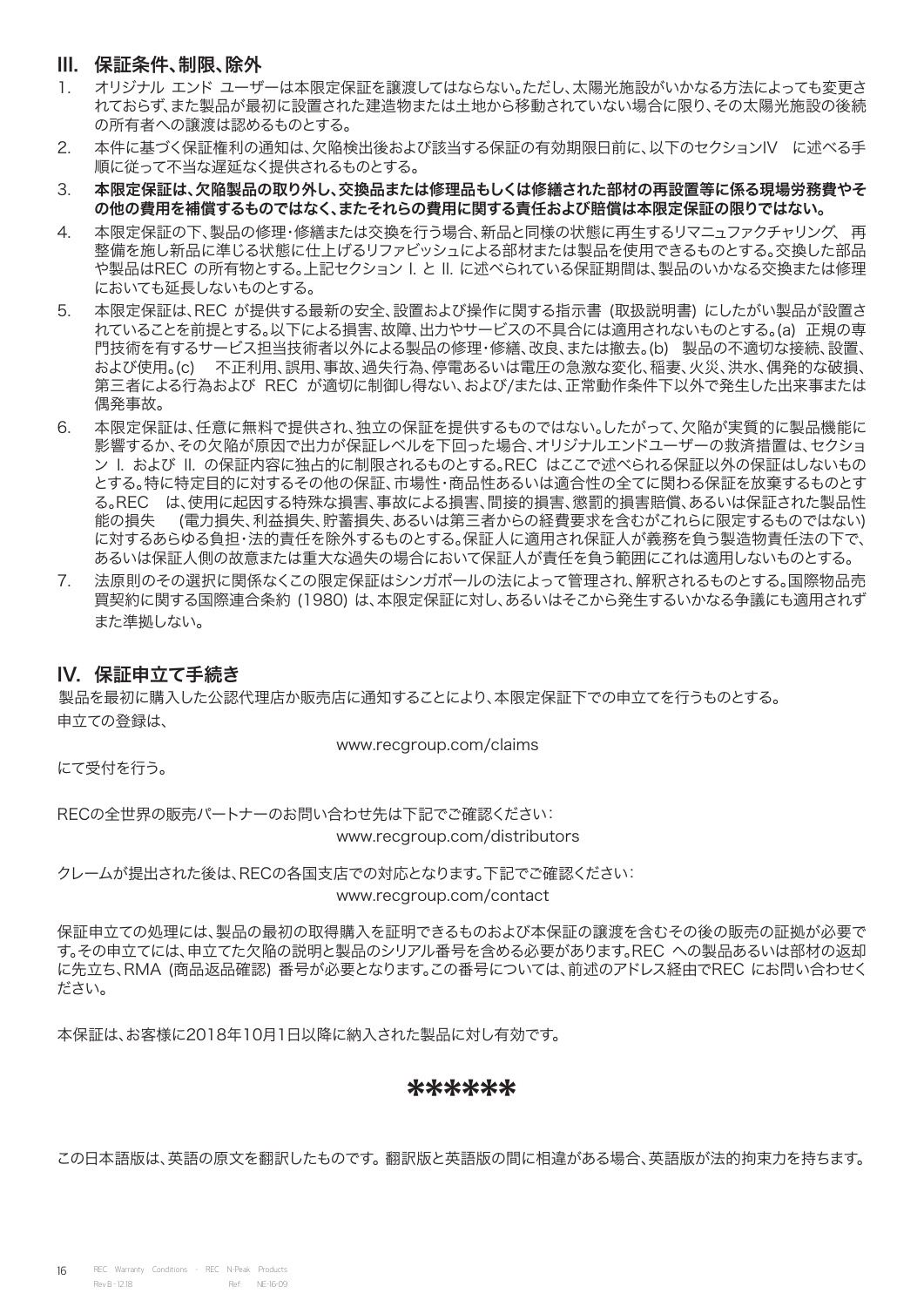## III. 保証条件、制限、除外

1. オリジナル エンド ユーザーは本限定保証を譲渡してはならない。ただし、太陽光施設がいかなる方法によっても変更されておらず、また製品が最初に設置された建造物または土地から移動されていない場合に限り、その太陽光施設の後続の所有者への譲渡は認めるものとする。
2. 本件に基づく保証権利の通知は、欠陥検出後および該当する保証の有効期限日前に、以下のセクションIV　に述べる手順に従って不当な遅延なく提供されるものとする。
3. **本限定保証は、欠陥製品の取り外し、交換品または修理品もしくは修繕された部材の再設置等に係る現場労務費やその他の費用を補償するものではなく、またそれらの費用に関する責任および賠償は本限定保証の限りではない。**
4. 本限定保証の下、製品の修理・修繕または交換を行う場合、新品と同様の状態に再生するリマニュファクチャリング、再整備を施し新品に準じる状態に仕上げるリファビッシュによる部材または製品を使用できるものとする。交換した部品や製品はREC の所有物とする。上記セクション I. と II. に述べられている保証期間は、製品のいかなる交換または修理においても延長しないものとする。
5. 本限定保証は、REC が提供する最新の安全、設置および操作に関する指示書 (取扱説明書) にしたがい製品が設置されていることを前提とする。以下による損害、故障、出力やサービスの不具合には適用されないものとする。(a)　正規の専門技術を有するサービス担当技術者以外による製品の修理・修繕、改良、または撤去。(b)　製品の不適切な接続、設置、および使用。(c)　　不正利用、誤用、事故、過失行為、停電あるいは電圧の急激な変化、稲妻、火災、洪水、偶発的な破損、第三者による行為および　REC　が適切に制御し得ない、および/または、正常動作条件下以外で発生した出来事または偶発事故。
6. 本限定保証は、任意に無料で提供され、独立の保証を提供するものではない。したがって、欠陥が実質的に製品機能に影響するか、その欠陥が原因で出力が保証レベルを下回った場合、オリジナルエンドユーザーの救済措置は、セクション I. および II. の保証内容に独占的に制限されるものとする。REC　はここで述べられる保証以外の保証はしないものとする。特に特定目的に対するその他の保証、市場性・商品性あるいは適合性の全てに関わる保証を放棄するものとする。REC　は、使用に起因する特殊な損害、事故による損害、間接的損害、懲罰的損害賠償、あるいは保証された製品性能の損失　　(電力損失、利益損失、貯蓄損失、あるいは第三者からの経費要求を含むがこれらに限定するものではない) に対するあらゆる負担・法的責任を除外するものとする。保証人に適用され保証人が義務を負う製造物責任法の下で、あるいは保証人側の故意または重大な過失の場合において保証人が責任を負う範囲にこれは適用しないものとする。
7. 法原則のその選択に関係なくこの限定保証はシンガポールの法によって管理され、解釈されるものとする。国際物品売買契約に関する国際連合条約 (1980) は、本限定保証に対し、あるいはそこから発生するいかなる争議にも適用されずまた準拠しない。

## IV. 保証申立て手続き

製品を最初に購入した公認代理店か販売店に通知することにより、本限定保証下での申立てを行うものとする。

申立ての登録は、

www.recgroup.com/claims

にて受付を行う。

RECの全世界の販売パートナーのお問い合わせ先は下記でご確認ください：

www.recgroup.com/distributors

クレームが提出された後は、RECの各国支店での対応となります。下記でご確認ください：

www.recgroup.com/contact

保証申立ての処理には、製品の最初の取得購入を証明できるものおよび本保証の譲渡を含むその後の販売の証拠が必要です。その申立てには、申立てた欠陥の説明と製品のシリアル番号を含める必要があります。REC　への製品あるいは部材の返却に先立ち、RMA (商品返品確認) 番号が必要となります。この番号については、前述のアドレス経由でREC にお問い合わせください。

本保証は、お客様に2018年10月1日以降に納入された製品に対し有効です。

******

この日本語版は、英語の原文を翻訳したものです。翻訳版と英語版の間に相違がある場合、英語版が法的拘束力を持ちます。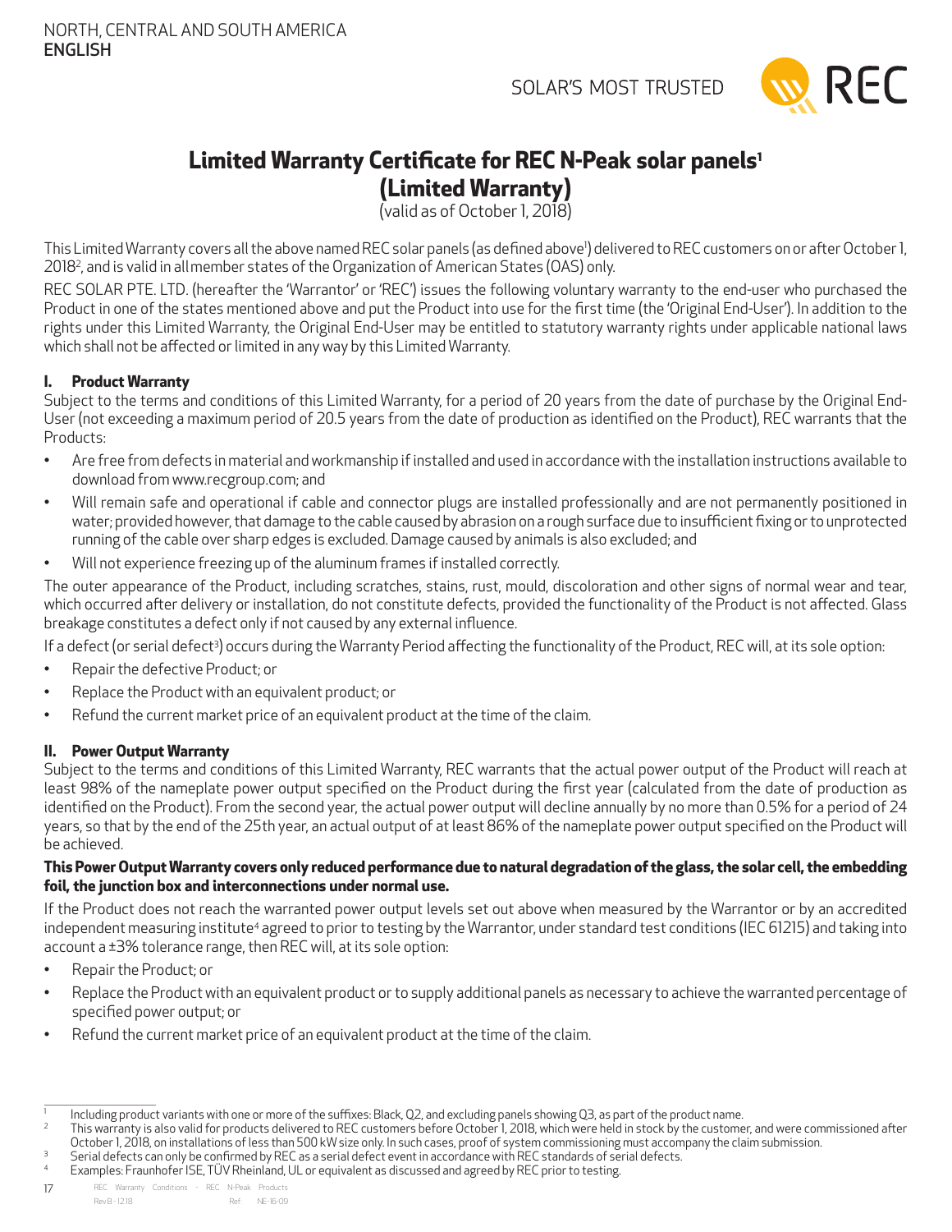NORTH, CENTRAL AND SOUTH AMERICA
**ENGLISH**

SOLAR'S MOST TRUSTED

# Limited Warranty Certificate for REC N-Peak solar panels[1] (Limited Warranty)

(valid as of October 1, 2018)

This Limited Warranty covers all the above named REC solar panels (as defined above[1]) delivered to REC customers on or after October 1, 2018[2], and is valid in all member states of the Organization of American States (OAS) only.

REC SOLAR PTE. LTD. (hereafter the 'Warrantor' or 'REC') issues the following voluntary warranty to the end-user who purchased the Product in one of the states mentioned above and put the Product into use for the first time (the 'Original End-User'). In addition to the rights under this Limited Warranty, the Original End-User may be entitled to statutory warranty rights under applicable national laws which shall not be affected or limited in any way by this Limited Warranty.

## I. Product Warranty

Subject to the terms and conditions of this Limited Warranty, for a period of 20 years from the date of purchase by the Original End-User (not exceeding a maximum period of 20.5 years from the date of production as identified on the Product), REC warrants that the Products:

- Are free from defects in material and workmanship if installed and used in accordance with the installation instructions available to download from www.recgroup.com; and
- Will remain safe and operational if cable and connector plugs are installed professionally and are not permanently positioned in water; provided however, that damage to the cable caused by abrasion on a rough surface due to insufficient fixing or to unprotected running of the cable over sharp edges is excluded. Damage caused by animals is also excluded; and
- Will not experience freezing up of the aluminum frames if installed correctly.

The outer appearance of the Product, including scratches, stains, rust, mould, discoloration and other signs of normal wear and tear, which occurred after delivery or installation, do not constitute defects, provided the functionality of the Product is not affected. Glass breakage constitutes a defect only if not caused by any external influence.

If a defect (or serial defect[3]) occurs during the Warranty Period affecting the functionality of the Product, REC will, at its sole option:

- Repair the defective Product; or
- Replace the Product with an equivalent product; or
- Refund the current market price of an equivalent product at the time of the claim.

## II. Power Output Warranty

Subject to the terms and conditions of this Limited Warranty, REC warrants that the actual power output of the Product will reach at least 98% of the nameplate power output specified on the Product during the first year (calculated from the date of production as identified on the Product). From the second year, the actual power output will decline annually by no more than 0.5% for a period of 24 years, so that by the end of the 25th year, an actual output of at least 86% of the nameplate power output specified on the Product will be achieved.

**This Power Output Warranty covers only reduced performance due to natural degradation of the glass, the solar cell, the embedding foil, the junction box and interconnections under normal use.**

If the Product does not reach the warranted power output levels set out above when measured by the Warrantor or by an accredited independent measuring institute[4] agreed to prior to testing by the Warrantor, under standard test conditions (IEC 61215) and taking into account a ±3% tolerance range, then REC will, at its sole option:

- Repair the Product; or
- Replace the Product with an equivalent product or to supply additional panels as necessary to achieve the warranted percentage of specified power output; or
- Refund the current market price of an equivalent product at the time of the claim.

---

[1] Including product variants with one or more of the suffixes: Black, Q2, and excluding panels showing Q3, as part of the product name.

[2] This warranty is also valid for products delivered to REC customers before October 1, 2018, which were held in stock by the customer, and were commissioned after October 1, 2018, on installations of less than 500 kW size only. In such cases, proof of system commissioning must accompany the claim submission.

[3] Serial defects can only be confirmed by REC as a serial defect event in accordance with REC standards of serial defects.

[4] Examples: Fraunhofer ISE, TÜV Rheinland, UL or equivalent as discussed and agreed by REC prior to testing.

REC Warranty Conditions - REC N-Peak Products
Rev B - 12.18 Ref: NE-16-09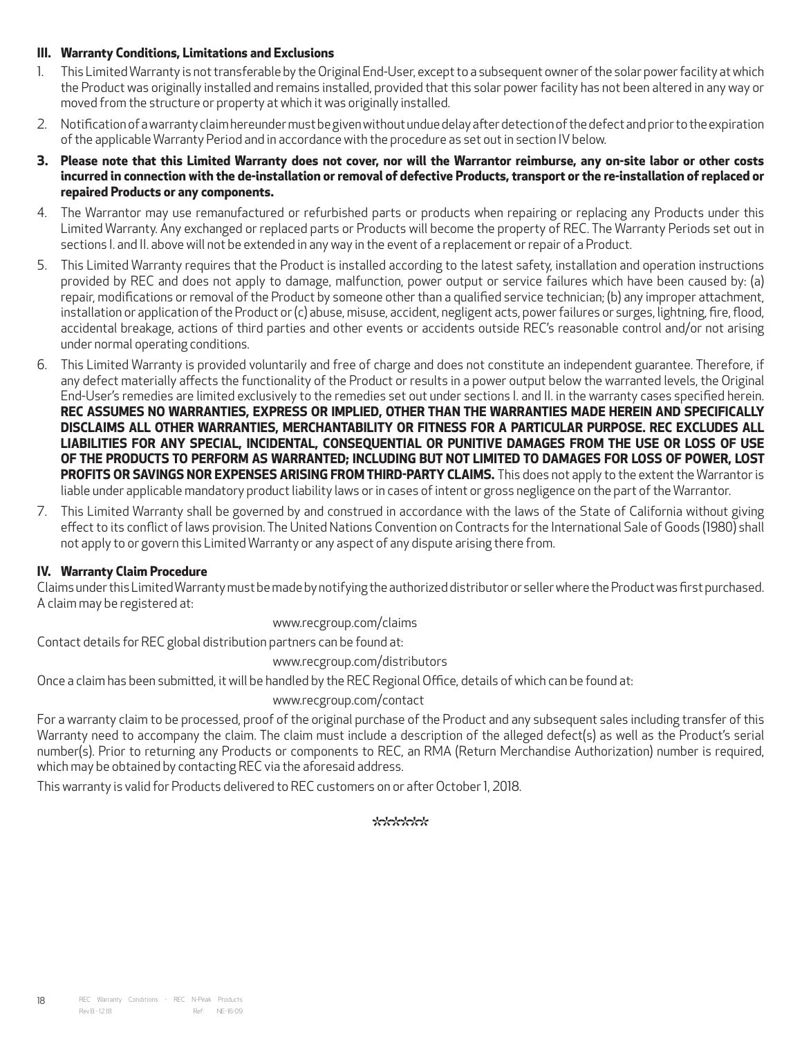### III. Warranty Conditions, Limitations and Exclusions

1. This Limited Warranty is not transferable by the Original End-User, except to a subsequent owner of the solar power facility at which the Product was originally installed and remains installed, provided that this solar power facility has not been altered in any way or moved from the structure or property at which it was originally installed.
2. Notification of a warranty claim hereunder must be given without undue delay after detection of the defect and prior to the expiration of the applicable Warranty Period and in accordance with the procedure as set out in section IV below.
3. **Please note that this Limited Warranty does not cover, nor will the Warrantor reimburse, any on-site labor or other costs incurred in connection with the de-installation or removal of defective Products, transport or the re-installation of replaced or repaired Products or any components.**
4. The Warrantor may use remanufactured or refurbished parts or products when repairing or replacing any Products under this Limited Warranty. Any exchanged or replaced parts or Products will become the property of REC. The Warranty Periods set out in sections I. and II. above will not be extended in any way in the event of a replacement or repair of a Product.
5. This Limited Warranty requires that the Product is installed according to the latest safety, installation and operation instructions provided by REC and does not apply to damage, malfunction, power output or service failures which have been caused by: (a) repair, modifications or removal of the Product by someone other than a qualified service technician; (b) any improper attachment, installation or application of the Product or (c) abuse, misuse, accident, negligent acts, power failures or surges, lightning, fire, flood, accidental breakage, actions of third parties and other events or accidents outside REC's reasonable control and/or not arising under normal operating conditions.
6. This Limited Warranty is provided voluntarily and free of charge and does not constitute an independent guarantee. Therefore, if any defect materially affects the functionality of the Product or results in a power output below the warranted levels, the Original End-User's remedies are limited exclusively to the remedies set out under sections I. and II. in the warranty cases specified herein. **REC ASSUMES NO WARRANTIES, EXPRESS OR IMPLIED, OTHER THAN THE WARRANTIES MADE HEREIN AND SPECIFICALLY DISCLAIMS ALL OTHER WARRANTIES, MERCHANTABILITY OR FITNESS FOR A PARTICULAR PURPOSE. REC EXCLUDES ALL LIABILITIES FOR ANY SPECIAL, INCIDENTAL, CONSEQUENTIAL OR PUNITIVE DAMAGES FROM THE USE OR LOSS OF USE OF THE PRODUCTS TO PERFORM AS WARRANTED; INCLUDING BUT NOT LIMITED TO DAMAGES FOR LOSS OF POWER, LOST PROFITS OR SAVINGS NOR EXPENSES ARISING FROM THIRD-PARTY CLAIMS.** This does not apply to the extent the Warrantor is liable under applicable mandatory product liability laws or in cases of intent or gross negligence on the part of the Warrantor.
7. This Limited Warranty shall be governed by and construed in accordance with the laws of the State of California without giving effect to its conflict of laws provision. The United Nations Convention on Contracts for the International Sale of Goods (1980) shall not apply to or govern this Limited Warranty or any aspect of any dispute arising there from.

### IV. Warranty Claim Procedure

Claims under this Limited Warranty must be made by notifying the authorized distributor or seller where the Product was first purchased. A claim may be registered at:

www.recgroup.com/claims

Contact details for REC global distribution partners can be found at:

www.recgroup.com/distributors

Once a claim has been submitted, it will be handled by the REC Regional Office, details of which can be found at:

www.recgroup.com/contact

For a warranty claim to be processed, proof of the original purchase of the Product and any subsequent sales including transfer of this Warranty need to accompany the claim. The claim must include a description of the alleged defect(s) as well as the Product's serial number(s). Prior to returning any Products or components to REC, an RMA (Return Merchandise Authorization) number is required, which may be obtained by contacting REC via the aforesaid address.

This warranty is valid for Products delivered to REC customers on or after October 1, 2018.

******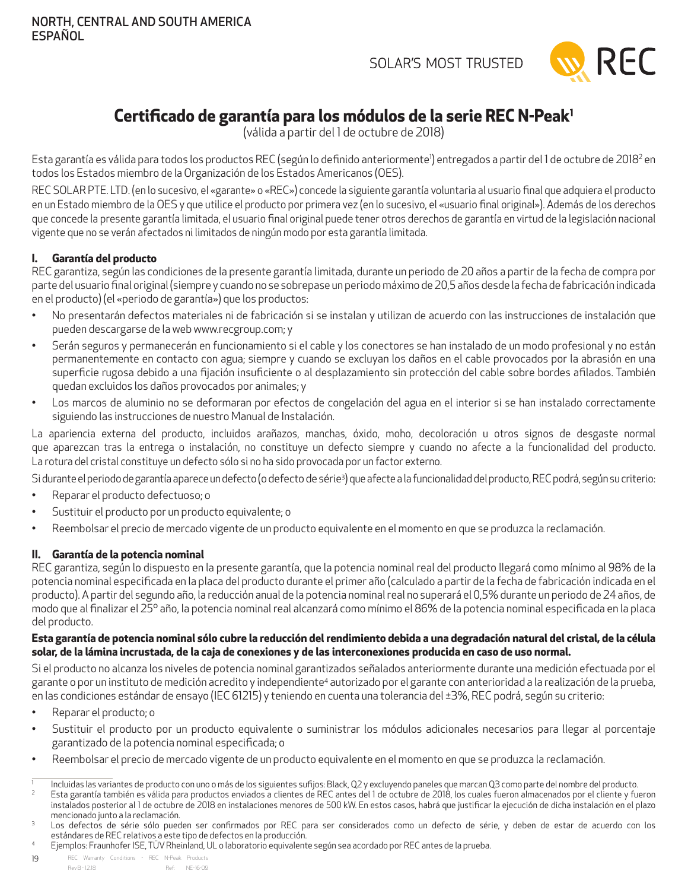NORTH, CENTRAL AND SOUTH AMERICA
ESPAÑOL

SOLAR'S MOST TRUSTED

# Certificado de garantía para los módulos de la serie REC N-Peak[1]

(válida a partir del 1 de octubre de 2018)

Esta garantía es válida para todos los productos REC (según lo definido anteriormente[1]) entregados a partir del 1 de octubre de 2018[2] en todos los Estados miembro de la Organización de los Estados Americanos (OES).

REC SOLAR PTE. LTD. (en lo sucesivo, el «garante» o «REC») concede la siguiente garantía voluntaria al usuario final que adquiera el producto en un Estado miembro de la OES y que utilice el producto por primera vez (en lo sucesivo, el «usuario final original»). Además de los derechos que concede la presente garantía limitada, el usuario final original puede tener otros derechos de garantía en virtud de la legislación nacional vigente que no se verán afectados ni limitados de ningún modo por esta garantía limitada.

## I. Garantía del producto

REC garantiza, según las condiciones de la presente garantía limitada, durante un periodo de 20 años a partir de la fecha de compra por parte del usuario final original (siempre y cuando no se sobrepase un periodo máximo de 20,5 años desde la fecha de fabricación indicada en el producto) (el «periodo de garantía») que los productos:

- No presentarán defectos materiales ni de fabricación si se instalan y utilizan de acuerdo con las instrucciones de instalación que pueden descargarse de la web www.recgroup.com; y
- Serán seguros y permanecerán en funcionamiento si el cable y los conectores se han instalado de un modo profesional y no están permanentemente en contacto con agua; siempre y cuando se excluyan los daños en el cable provocados por la abrasión en una superficie rugosa debido a una fijación insuficiente o al desplazamiento sin protección del cable sobre bordes afilados. También quedan excluidos los daños provocados por animales; y
- Los marcos de aluminio no se deformaran por efectos de congelación del agua en el interior si se han instalado correctamente siguiendo las instrucciones de nuestro Manual de Instalación.

La apariencia externa del producto, incluidos arañazos, manchas, óxido, moho, decoloración u otros signos de desgaste normal que aparezcan tras la entrega o instalación, no constituye un defecto siempre y cuando no afecte a la funcionalidad del producto. La rotura del cristal constituye un defecto sólo si no ha sido provocada por un factor externo.

Si durante el periodo de garantía aparece un defecto (o defecto de série[3]) que afecte a la funcionalidad del producto, REC podrá, según su criterio:

- Reparar el producto defectuoso; o
- Sustituir el producto por un producto equivalente; o
- Reembolsar el precio de mercado vigente de un producto equivalente en el momento en que se produzca la reclamación.

## II. Garantía de la potencia nominal

REC garantiza, según lo dispuesto en la presente garantía, que la potencia nominal real del producto llegará como mínimo al 98% de la potencia nominal especificada en la placa del producto durante el primer año (calculado a partir de la fecha de fabricación indicada en el producto). A partir del segundo año, la reducción anual de la potencia nominal real no superará el 0,5% durante un periodo de 24 años, de modo que al finalizar el 25º año, la potencia nominal real alcanzará como mínimo el 86% de la potencia nominal especificada en la placa del producto.

**Esta garantía de potencia nominal sólo cubre la reducción del rendimiento debida a una degradación natural del cristal, de la célula solar, de la lámina incrustada, de la caja de conexiones y de las interconexiones producida en caso de uso normal.**

Si el producto no alcanza los niveles de potencia nominal garantizados señalados anteriormente durante una medición efectuada por el garante o por un instituto de medición acredito y independiente[4] autorizado por el garante con anterioridad a la realización de la prueba, en las condiciones estándar de ensayo (IEC 61215) y teniendo en cuenta una tolerancia del ±3%, REC podrá, según su criterio:

- Reparar el producto; o
- Sustituir el producto por un producto equivalente o suministrar los módulos adicionales necesarios para llegar al porcentaje garantizado de la potencia nominal especificada; o
- Reembolsar el precio de mercado vigente de un producto equivalente en el momento en que se produzca la reclamación.

---

[1] Incluidas las variantes de producto con uno o más de los siguientes sufijos: Black, Q2 y excluyendo paneles que marcan Q3 como parte del nombre del producto.

[2] Esta garantía también es válida para productos enviados a clientes de REC antes del 1 de octubre de 2018, los cuales fueron almacenados por el cliente y fueron instalados posterior al 1 de octubre de 2018 en instalaciones menores de 500 kW. En estos casos, habrá que justificar la ejecución de dicha instalación en el plazo mencionado junto a la reclamación.

[3] Los defectos de série sólo pueden ser confirmados por REC para ser considerados como un defecto de série, y deben de estar de acuerdo con los estándares de REC relativos a este tipo de defectos en la producción.

[4] Ejemplos: Fraunhofer ISE, TÜV Rheinland, UL o laboratorio equivalente según sea acordado por REC antes de la prueba.

REC Warranty Conditions - REC N-Peak Products
Rev B - 12.18 Ref: NE-16-09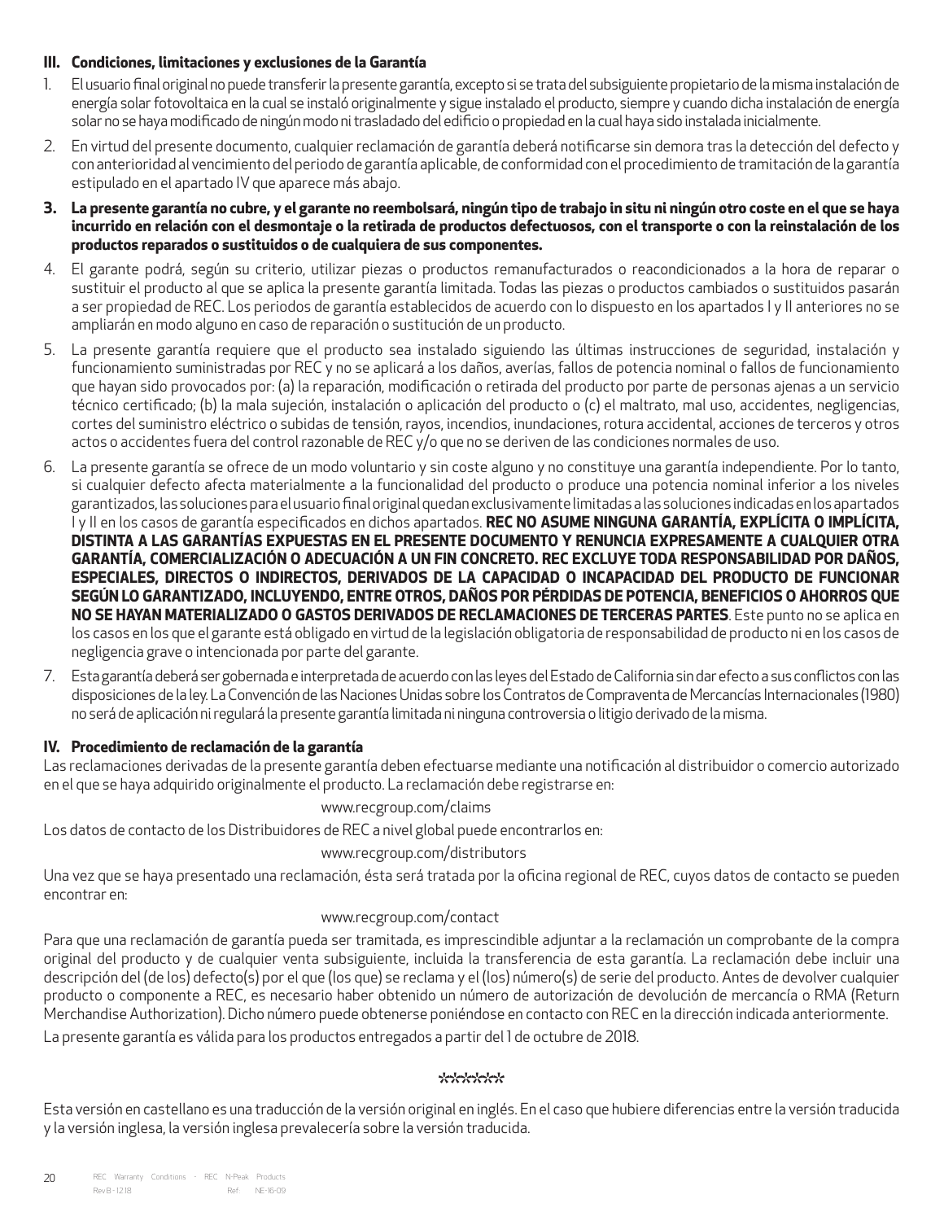### III. Condiciones, limitaciones y exclusiones de la Garantía

1. El usuario final original no puede transferir la presente garantía, excepto si se trata del subsiguiente propietario de la misma instalación de energía solar fotovoltaica en la cual se instaló originalmente y sigue instalado el producto, siempre y cuando dicha instalación de energía solar no se haya modificado de ningún modo ni trasladado del edificio o propiedad en la cual haya sido instalada inicialmente.
2. En virtud del presente documento, cualquier reclamación de garantía deberá notificarse sin demora tras la detección del defecto y con anterioridad al vencimiento del periodo de garantía aplicable, de conformidad con el procedimiento de tramitación de la garantía estipulado en el apartado IV que aparece más abajo.
3. **La presente garantía no cubre, y el garante no reembolsará, ningún tipo de trabajo in situ ni ningún otro coste en el que se haya incurrido en relación con el desmontaje o la retirada de productos defectuosos, con el transporte o con la reinstalación de los productos reparados o sustituidos o de cualquiera de sus componentes.**
4. El garante podrá, según su criterio, utilizar piezas o productos remanufacturados o reacondicionados a la hora de reparar o sustituir el producto al que se aplica la presente garantía limitada. Todas las piezas o productos cambiados o sustituidos pasarán a ser propiedad de REC. Los periodos de garantía establecidos de acuerdo con lo dispuesto en los apartados I y II anteriores no se ampliarán en modo alguno en caso de reparación o sustitución de un producto.
5. La presente garantía requiere que el producto sea instalado siguiendo las últimas instrucciones de seguridad, instalación y funcionamiento suministradas por REC y no se aplicará a los daños, averías, fallos de potencia nominal o fallos de funcionamiento que hayan sido provocados por: (a) la reparación, modificación o retirada del producto por parte de personas ajenas a un servicio técnico certificado; (b) la mala sujeción, instalación o aplicación del producto o (c) el maltrato, mal uso, accidentes, negligencias, cortes del suministro eléctrico o subidas de tensión, rayos, incendios, inundaciones, rotura accidental, acciones de terceros y otros actos o accidentes fuera del control razonable de REC y/o que no se deriven de las condiciones normales de uso.
6. La presente garantía se ofrece de un modo voluntario y sin coste alguno y no constituye una garantía independiente. Por lo tanto, si cualquier defecto afecta materialmente a la funcionalidad del producto o produce una potencia nominal inferior a los niveles garantizados, las soluciones para el usuario final original quedan exclusivamente limitadas a las soluciones indicadas en los apartados I y II en los casos de garantía especificados en dichos apartados. **REC NO ASUME NINGUNA GARANTÍA, EXPLÍCITA O IMPLÍCITA, DISTINTA A LAS GARANTÍAS EXPUESTAS EN EL PRESENTE DOCUMENTO Y RENUNCIA EXPRESAMENTE A CUALQUIER OTRA GARANTÍA, COMERCIALIZACIÓN O ADECUACIÓN A UN FIN CONCRETO. REC EXCLUYE TODA RESPONSABILIDAD POR DAÑOS, ESPECIALES, DIRECTOS O INDIRECTOS, DERIVADOS DE LA CAPACIDAD O INCAPACIDAD DEL PRODUCTO DE FUNCIONAR SEGÚN LO GARANTIZADO, INCLUYENDO, ENTRE OTROS, DAÑOS POR PÉRDIDAS DE POTENCIA, BENEFICIOS O AHORROS QUE NO SE HAYAN MATERIALIZADO O GASTOS DERIVADOS DE RECLAMACIONES DE TERCERAS PARTES**. Este punto no se aplica en los casos en los que el garante está obligado en virtud de la legislación obligatoria de responsabilidad de producto ni en los casos de negligencia grave o intencionada por parte del garante.
7. Esta garantía deberá ser gobernada e interpretada de acuerdo con las leyes del Estado de California sin dar efecto a sus conflictos con las disposiciones de la ley. La Convención de las Naciones Unidas sobre los Contratos de Compraventa de Mercancías Internacionales (1980) no será de aplicación ni regulará la presente garantía limitada ni ninguna controversia o litigio derivado de la misma.

### IV. Procedimiento de reclamación de la garantía

Las reclamaciones derivadas de la presente garantía deben efectuarse mediante una notificación al distribuidor o comercio autorizado en el que se haya adquirido originalmente el producto. La reclamación debe registrarse en:

www.recgroup.com/claims

Los datos de contacto de los Distribuidores de REC a nivel global puede encontrarlos en:

www.recgroup.com/distributors

Una vez que se haya presentado una reclamación, ésta será tratada por la oficina regional de REC, cuyos datos de contacto se pueden encontrar en:

www.recgroup.com/contact

Para que una reclamación de garantía pueda ser tramitada, es imprescindible adjuntar a la reclamación un comprobante de la compra original del producto y de cualquier venta subsiguiente, incluida la transferencia de esta garantía. La reclamación debe incluir una descripción del (de los) defecto(s) por el que (los que) se reclama y el (los) número(s) de serie del producto. Antes de devolver cualquier producto o componente a REC, es necesario haber obtenido un número de autorización de devolución de mercancía o RMA (Return Merchandise Authorization). Dicho número puede obtenerse poniéndose en contacto con REC en la dirección indicada anteriormente.

La presente garantía es válida para los productos entregados a partir del 1 de octubre de 2018.

\*\*\*\*\*\*

Esta versión en castellano es una traducción de la versión original en inglés. En el caso que hubiere diferencias entre la versión traducida y la versión inglesa, la versión inglesa prevalecería sobre la versión traducida.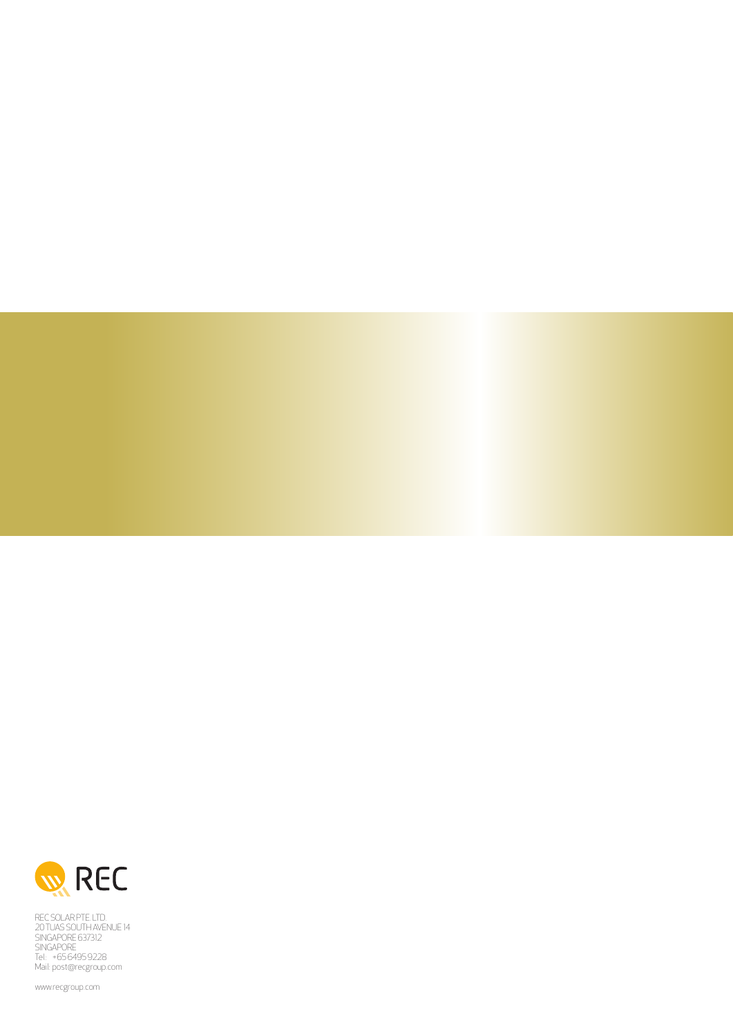REC

REC SOLAR PTE. LTD.
20 TUAS SOUTH AVENUE 14
SINGAPORE 637312
SINGAPORE
Tel: +65 6495 9228
Mail: post@recgroup.com

www.recgroup.com